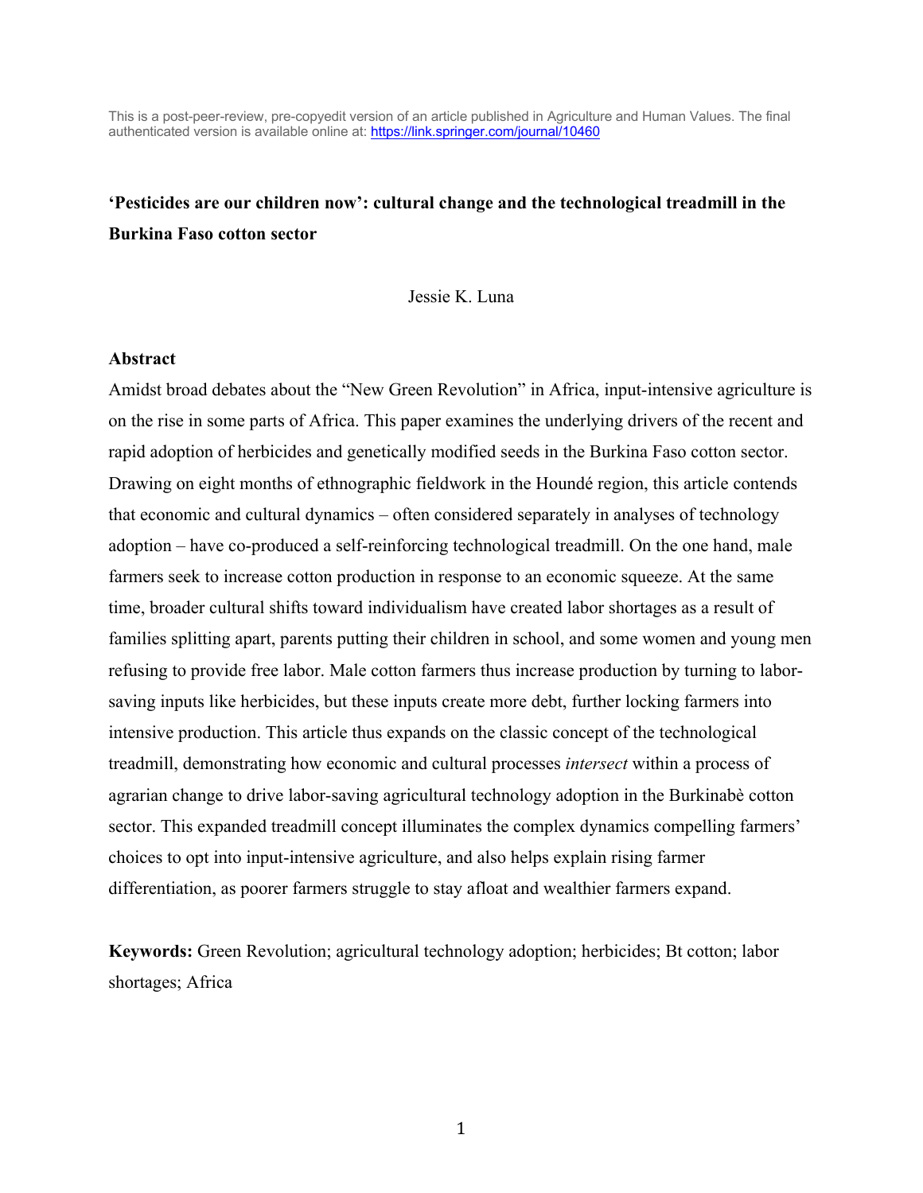This is a post-peer-review, pre-copyedit version of an article published in Agriculture and Human Values. The final authenticated version is available online at: https://link.springer.com/journal/10460

# 'Pesticides are our children now': cultural change and the technological treadmill in the Burkina Faso cotton sector

Jessie K. Luna

## Abstract

Amidst broad debates about the "New Green Revolution" in Africa, input-intensive agriculture is on the rise in some parts of Africa. This paper examines the underlying drivers of the recent and rapid adoption of herbicides and genetically modified seeds in the Burkina Faso cotton sector. Drawing on eight months of ethnographic fieldwork in the Houndé region, this article contends that economic and cultural dynamics – often considered separately in analyses of technology adoption – have co-produced a self-reinforcing technological treadmill. On the one hand, male farmers seek to increase cotton production in response to an economic squeeze. At the same time, broader cultural shifts toward individualism have created labor shortages as a result of families splitting apart, parents putting their children in school, and some women and young men refusing to provide free labor. Male cotton farmers thus increase production by turning to labor-saving inputs like herbicides, but these inputs create more debt, further locking farmers into intensive production. This article thus expands on the classic concept of the technological treadmill, demonstrating how economic and cultural processes *intersect* within a process of agrarian change to drive labor-saving agricultural technology adoption in the Burkinabè cotton sector. This expanded treadmill concept illuminates the complex dynamics compelling farmers' choices to opt into input-intensive agriculture, and also helps explain rising farmer differentiation, as poorer farmers struggle to stay afloat and wealthier farmers expand.

**Keywords:** Green Revolution; agricultural technology adoption; herbicides; Bt cotton; labor shortages; Africa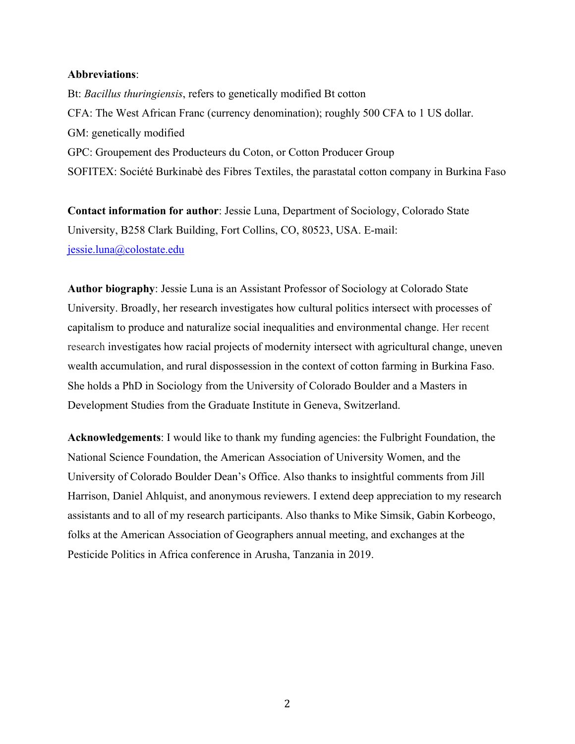**Abbreviations**:

Bt: *Bacillus thuringiensis*, refers to genetically modified Bt cotton

CFA: The West African Franc (currency denomination); roughly 500 CFA to 1 US dollar.

GM: genetically modified

GPC: Groupement des Producteurs du Coton, or Cotton Producer Group

SOFITEX: Société Burkinabè des Fibres Textiles, the parastatal cotton company in Burkina Faso

**Contact information for author**: Jessie Luna, Department of Sociology, Colorado State University, B258 Clark Building, Fort Collins, CO, 80523, USA. E-mail: jessie.luna@colostate.edu

**Author biography**: Jessie Luna is an Assistant Professor of Sociology at Colorado State University. Broadly, her research investigates how cultural politics intersect with processes of capitalism to produce and naturalize social inequalities and environmental change. Her recent research investigates how racial projects of modernity intersect with agricultural change, uneven wealth accumulation, and rural dispossession in the context of cotton farming in Burkina Faso. She holds a PhD in Sociology from the University of Colorado Boulder and a Masters in Development Studies from the Graduate Institute in Geneva, Switzerland.

**Acknowledgements**: I would like to thank my funding agencies: the Fulbright Foundation, the National Science Foundation, the American Association of University Women, and the University of Colorado Boulder Dean's Office. Also thanks to insightful comments from Jill Harrison, Daniel Ahlquist, and anonymous reviewers. I extend deep appreciation to my research assistants and to all of my research participants. Also thanks to Mike Simsik, Gabin Korbeogo, folks at the American Association of Geographers annual meeting, and exchanges at the Pesticide Politics in Africa conference in Arusha, Tanzania in 2019.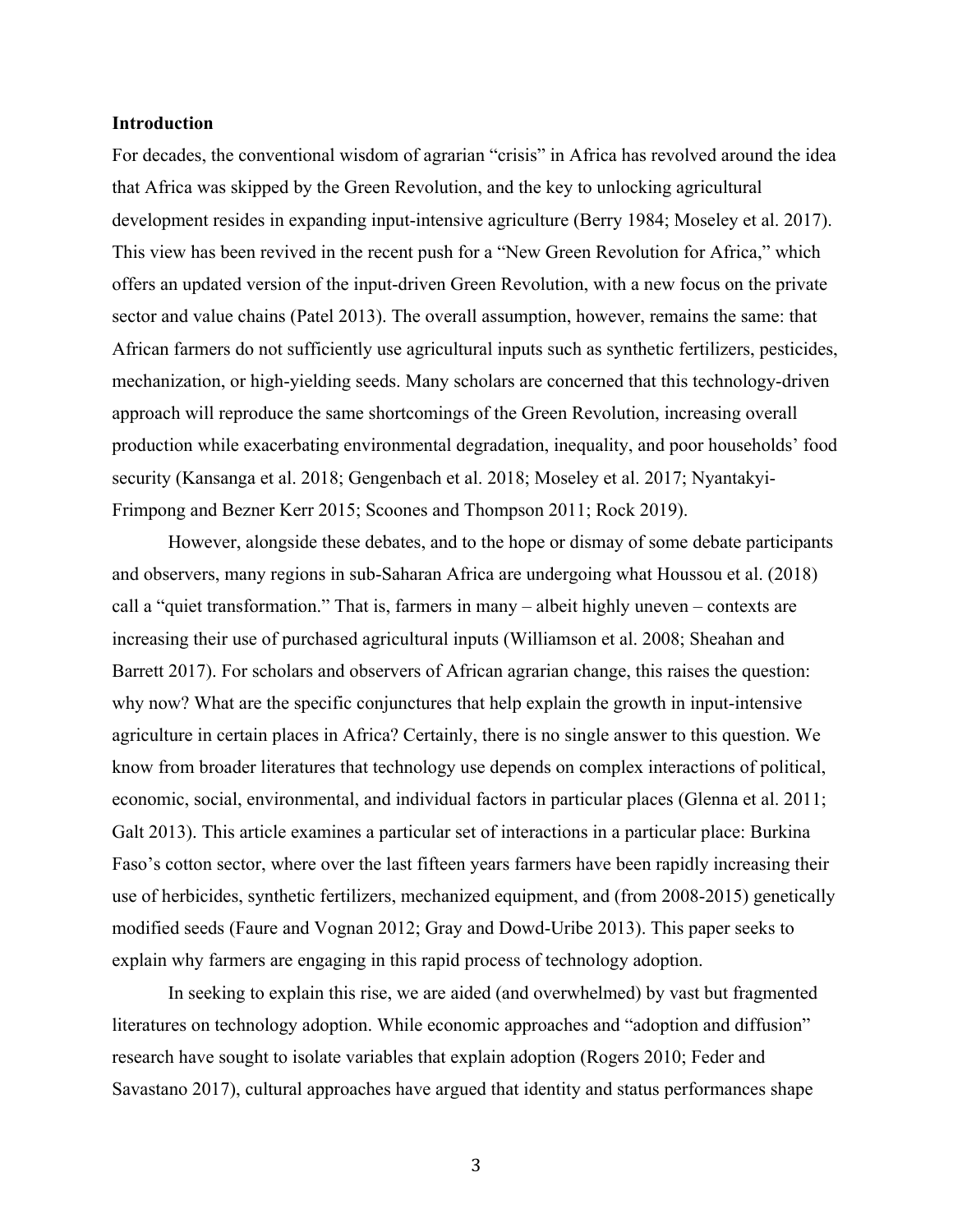### Introduction

For decades, the conventional wisdom of agrarian "crisis" in Africa has revolved around the idea that Africa was skipped by the Green Revolution, and the key to unlocking agricultural development resides in expanding input-intensive agriculture (Berry 1984; Moseley et al. 2017). This view has been revived in the recent push for a "New Green Revolution for Africa," which offers an updated version of the input-driven Green Revolution, with a new focus on the private sector and value chains (Patel 2013). The overall assumption, however, remains the same: that African farmers do not sufficiently use agricultural inputs such as synthetic fertilizers, pesticides, mechanization, or high-yielding seeds. Many scholars are concerned that this technology-driven approach will reproduce the same shortcomings of the Green Revolution, increasing overall production while exacerbating environmental degradation, inequality, and poor households' food security (Kansanga et al. 2018; Gengenbach et al. 2018; Moseley et al. 2017; Nyantakyi-Frimpong and Bezner Kerr 2015; Scoones and Thompson 2011; Rock 2019).

However, alongside these debates, and to the hope or dismay of some debate participants and observers, many regions in sub-Saharan Africa are undergoing what Houssou et al. (2018) call a "quiet transformation." That is, farmers in many – albeit highly uneven – contexts are increasing their use of purchased agricultural inputs (Williamson et al. 2008; Sheahan and Barrett 2017). For scholars and observers of African agrarian change, this raises the question: why now? What are the specific conjunctures that help explain the growth in input-intensive agriculture in certain places in Africa? Certainly, there is no single answer to this question. We know from broader literatures that technology use depends on complex interactions of political, economic, social, environmental, and individual factors in particular places (Glenna et al. 2011; Galt 2013). This article examines a particular set of interactions in a particular place: Burkina Faso's cotton sector, where over the last fifteen years farmers have been rapidly increasing their use of herbicides, synthetic fertilizers, mechanized equipment, and (from 2008-2015) genetically modified seeds (Faure and Vognan 2012; Gray and Dowd-Uribe 2013). This paper seeks to explain why farmers are engaging in this rapid process of technology adoption.

In seeking to explain this rise, we are aided (and overwhelmed) by vast but fragmented literatures on technology adoption. While economic approaches and "adoption and diffusion" research have sought to isolate variables that explain adoption (Rogers 2010; Feder and Savastano 2017), cultural approaches have argued that identity and status performances shape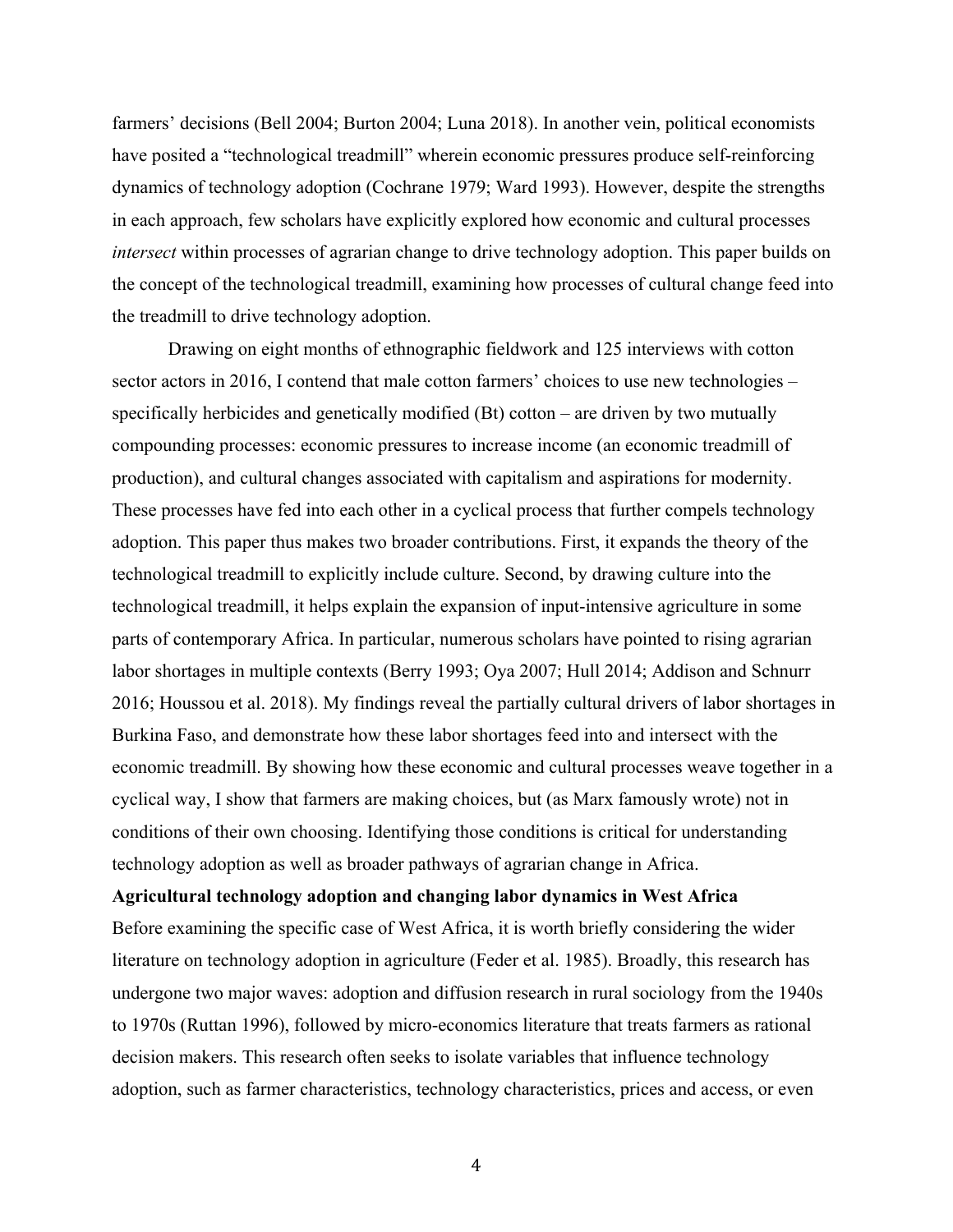farmers' decisions (Bell 2004; Burton 2004; Luna 2018). In another vein, political economists have posited a "technological treadmill" wherein economic pressures produce self-reinforcing dynamics of technology adoption (Cochrane 1979; Ward 1993). However, despite the strengths in each approach, few scholars have explicitly explored how economic and cultural processes *intersect* within processes of agrarian change to drive technology adoption. This paper builds on the concept of the technological treadmill, examining how processes of cultural change feed into the treadmill to drive technology adoption.

Drawing on eight months of ethnographic fieldwork and 125 interviews with cotton sector actors in 2016, I contend that male cotton farmers' choices to use new technologies – specifically herbicides and genetically modified (Bt) cotton – are driven by two mutually compounding processes: economic pressures to increase income (an economic treadmill of production), and cultural changes associated with capitalism and aspirations for modernity. These processes have fed into each other in a cyclical process that further compels technology adoption. This paper thus makes two broader contributions. First, it expands the theory of the technological treadmill to explicitly include culture. Second, by drawing culture into the technological treadmill, it helps explain the expansion of input-intensive agriculture in some parts of contemporary Africa. In particular, numerous scholars have pointed to rising agrarian labor shortages in multiple contexts (Berry 1993; Oya 2007; Hull 2014; Addison and Schnurr 2016; Houssou et al. 2018). My findings reveal the partially cultural drivers of labor shortages in Burkina Faso, and demonstrate how these labor shortages feed into and intersect with the economic treadmill. By showing how these economic and cultural processes weave together in a cyclical way, I show that farmers are making choices, but (as Marx famously wrote) not in conditions of their own choosing. Identifying those conditions is critical for understanding technology adoption as well as broader pathways of agrarian change in Africa.

**Agricultural technology adoption and changing labor dynamics in West Africa**

Before examining the specific case of West Africa, it is worth briefly considering the wider literature on technology adoption in agriculture (Feder et al. 1985). Broadly, this research has undergone two major waves: adoption and diffusion research in rural sociology from the 1940s to 1970s (Ruttan 1996), followed by micro-economics literature that treats farmers as rational decision makers. This research often seeks to isolate variables that influence technology adoption, such as farmer characteristics, technology characteristics, prices and access, or even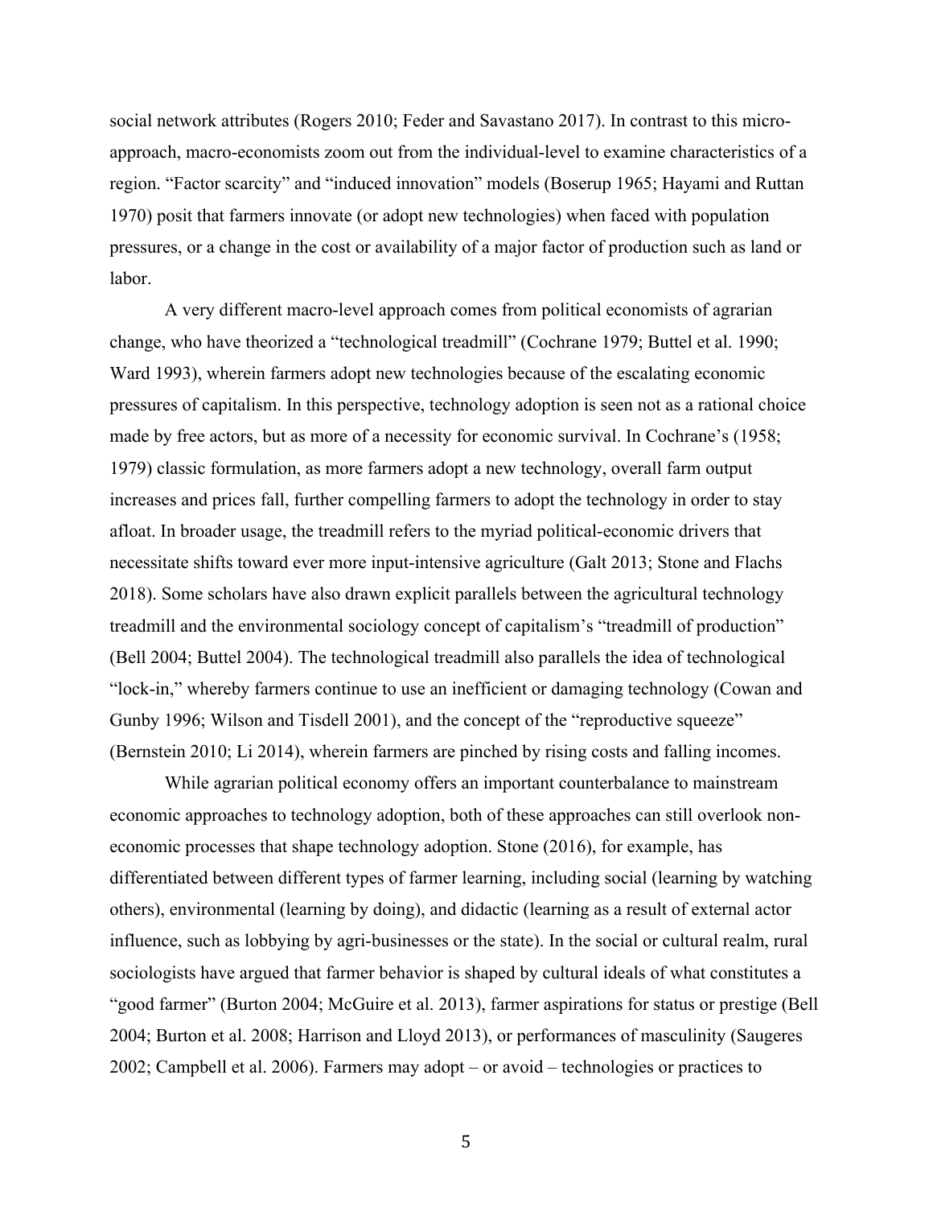social network attributes (Rogers 2010; Feder and Savastano 2017). In contrast to this micro-approach, macro-economists zoom out from the individual-level to examine characteristics of a region. "Factor scarcity" and "induced innovation" models (Boserup 1965; Hayami and Ruttan 1970) posit that farmers innovate (or adopt new technologies) when faced with population pressures, or a change in the cost or availability of a major factor of production such as land or labor.

A very different macro-level approach comes from political economists of agrarian change, who have theorized a "technological treadmill" (Cochrane 1979; Buttel et al. 1990; Ward 1993), wherein farmers adopt new technologies because of the escalating economic pressures of capitalism. In this perspective, technology adoption is seen not as a rational choice made by free actors, but as more of a necessity for economic survival. In Cochrane's (1958; 1979) classic formulation, as more farmers adopt a new technology, overall farm output increases and prices fall, further compelling farmers to adopt the technology in order to stay afloat. In broader usage, the treadmill refers to the myriad political-economic drivers that necessitate shifts toward ever more input-intensive agriculture (Galt 2013; Stone and Flachs 2018). Some scholars have also drawn explicit parallels between the agricultural technology treadmill and the environmental sociology concept of capitalism's "treadmill of production" (Bell 2004; Buttel 2004). The technological treadmill also parallels the idea of technological "lock-in," whereby farmers continue to use an inefficient or damaging technology (Cowan and Gunby 1996; Wilson and Tisdell 2001), and the concept of the "reproductive squeeze" (Bernstein 2010; Li 2014), wherein farmers are pinched by rising costs and falling incomes.

While agrarian political economy offers an important counterbalance to mainstream economic approaches to technology adoption, both of these approaches can still overlook non-economic processes that shape technology adoption. Stone (2016), for example, has differentiated between different types of farmer learning, including social (learning by watching others), environmental (learning by doing), and didactic (learning as a result of external actor influence, such as lobbying by agri-businesses or the state). In the social or cultural realm, rural sociologists have argued that farmer behavior is shaped by cultural ideals of what constitutes a "good farmer" (Burton 2004; McGuire et al. 2013), farmer aspirations for status or prestige (Bell 2004; Burton et al. 2008; Harrison and Lloyd 2013), or performances of masculinity (Saugeres 2002; Campbell et al. 2006). Farmers may adopt – or avoid – technologies or practices to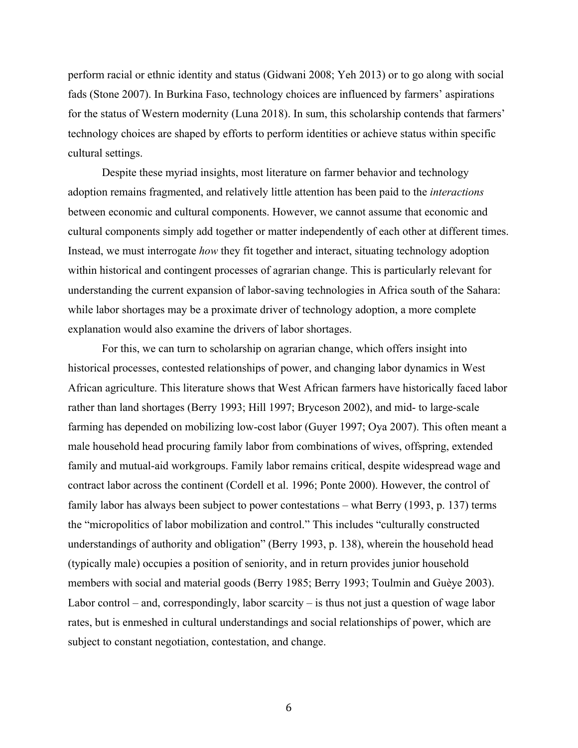perform racial or ethnic identity and status (Gidwani 2008; Yeh 2013) or to go along with social fads (Stone 2007). In Burkina Faso, technology choices are influenced by farmers' aspirations for the status of Western modernity (Luna 2018). In sum, this scholarship contends that farmers' technology choices are shaped by efforts to perform identities or achieve status within specific cultural settings.

Despite these myriad insights, most literature on farmer behavior and technology adoption remains fragmented, and relatively little attention has been paid to the *interactions* between economic and cultural components. However, we cannot assume that economic and cultural components simply add together or matter independently of each other at different times. Instead, we must interrogate *how* they fit together and interact, situating technology adoption within historical and contingent processes of agrarian change. This is particularly relevant for understanding the current expansion of labor-saving technologies in Africa south of the Sahara: while labor shortages may be a proximate driver of technology adoption, a more complete explanation would also examine the drivers of labor shortages.

For this, we can turn to scholarship on agrarian change, which offers insight into historical processes, contested relationships of power, and changing labor dynamics in West African agriculture. This literature shows that West African farmers have historically faced labor rather than land shortages (Berry 1993; Hill 1997; Bryceson 2002), and mid- to large-scale farming has depended on mobilizing low-cost labor (Guyer 1997; Oya 2007). This often meant a male household head procuring family labor from combinations of wives, offspring, extended family and mutual-aid workgroups. Family labor remains critical, despite widespread wage and contract labor across the continent (Cordell et al. 1996; Ponte 2000). However, the control of family labor has always been subject to power contestations – what Berry (1993, p. 137) terms the "micropolitics of labor mobilization and control." This includes "culturally constructed understandings of authority and obligation" (Berry 1993, p. 138), wherein the household head (typically male) occupies a position of seniority, and in return provides junior household members with social and material goods (Berry 1985; Berry 1993; Toulmin and Guèye 2003). Labor control – and, correspondingly, labor scarcity – is thus not just a question of wage labor rates, but is enmeshed in cultural understandings and social relationships of power, which are subject to constant negotiation, contestation, and change.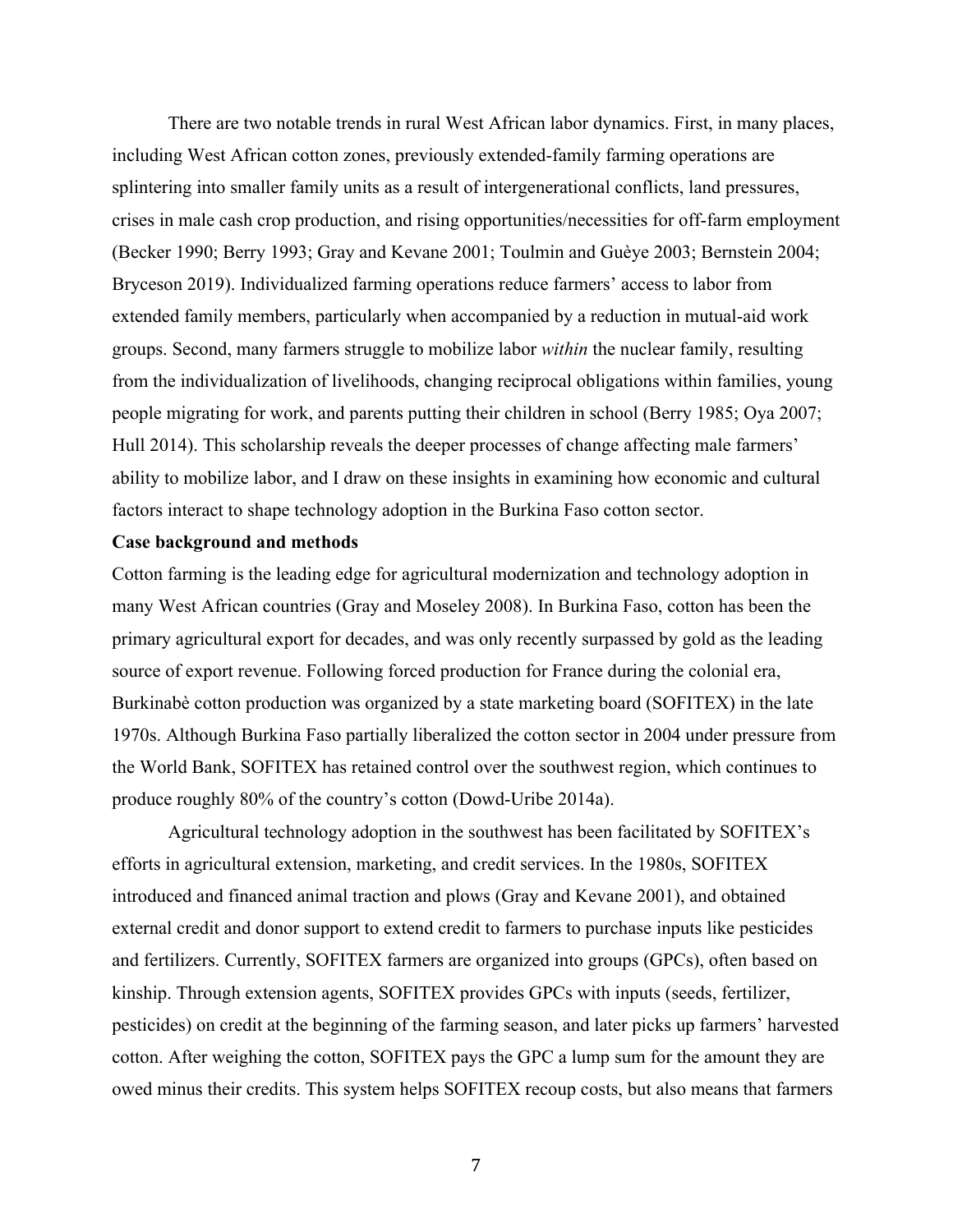There are two notable trends in rural West African labor dynamics. First, in many places, including West African cotton zones, previously extended-family farming operations are splintering into smaller family units as a result of intergenerational conflicts, land pressures, crises in male cash crop production, and rising opportunities/necessities for off-farm employment (Becker 1990; Berry 1993; Gray and Kevane 2001; Toulmin and Guèye 2003; Bernstein 2004; Bryceson 2019). Individualized farming operations reduce farmers' access to labor from extended family members, particularly when accompanied by a reduction in mutual-aid work groups. Second, many farmers struggle to mobilize labor *within* the nuclear family, resulting from the individualization of livelihoods, changing reciprocal obligations within families, young people migrating for work, and parents putting their children in school (Berry 1985; Oya 2007; Hull 2014). This scholarship reveals the deeper processes of change affecting male farmers' ability to mobilize labor, and I draw on these insights in examining how economic and cultural factors interact to shape technology adoption in the Burkina Faso cotton sector.

**Case background and methods**

Cotton farming is the leading edge for agricultural modernization and technology adoption in many West African countries (Gray and Moseley 2008). In Burkina Faso, cotton has been the primary agricultural export for decades, and was only recently surpassed by gold as the leading source of export revenue. Following forced production for France during the colonial era, Burkinabè cotton production was organized by a state marketing board (SOFITEX) in the late 1970s. Although Burkina Faso partially liberalized the cotton sector in 2004 under pressure from the World Bank, SOFITEX has retained control over the southwest region, which continues to produce roughly 80% of the country's cotton (Dowd-Uribe 2014a).

Agricultural technology adoption in the southwest has been facilitated by SOFITEX's efforts in agricultural extension, marketing, and credit services. In the 1980s, SOFITEX introduced and financed animal traction and plows (Gray and Kevane 2001), and obtained external credit and donor support to extend credit to farmers to purchase inputs like pesticides and fertilizers. Currently, SOFITEX farmers are organized into groups (GPCs), often based on kinship. Through extension agents, SOFITEX provides GPCs with inputs (seeds, fertilizer, pesticides) on credit at the beginning of the farming season, and later picks up farmers' harvested cotton. After weighing the cotton, SOFITEX pays the GPC a lump sum for the amount they are owed minus their credits. This system helps SOFITEX recoup costs, but also means that farmers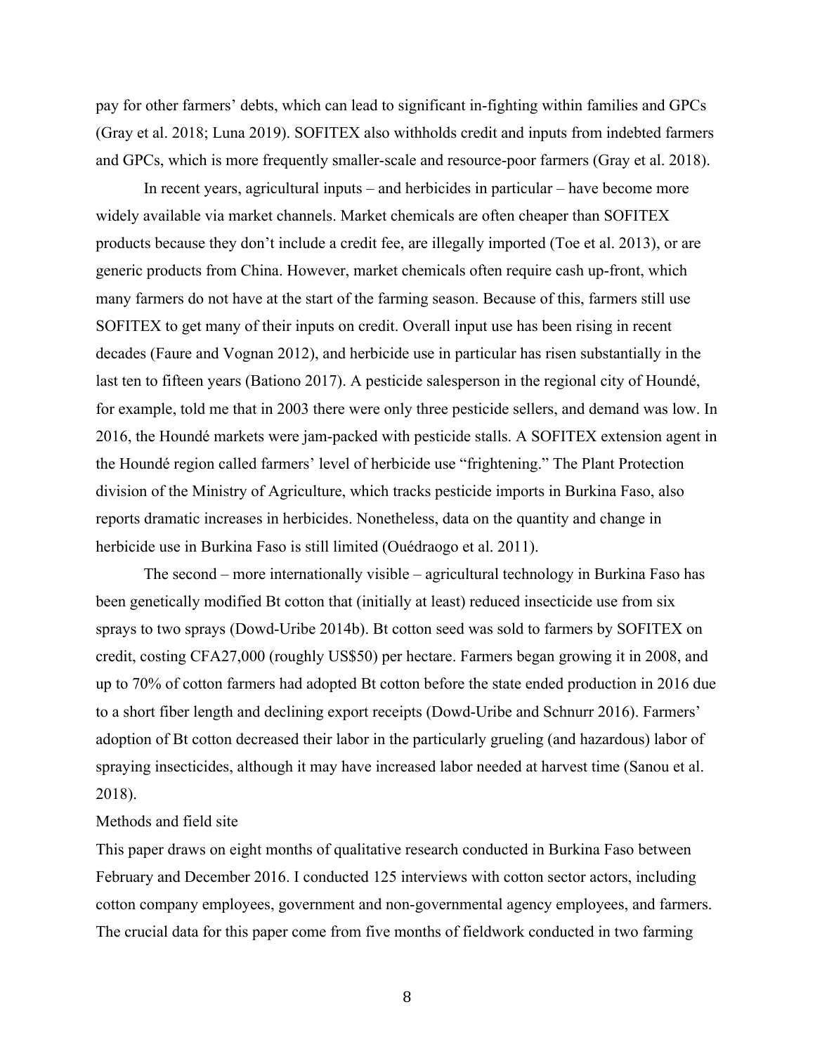pay for other farmers' debts, which can lead to significant in-fighting within families and GPCs (Gray et al. 2018; Luna 2019). SOFITEX also withholds credit and inputs from indebted farmers and GPCs, which is more frequently smaller-scale and resource-poor farmers (Gray et al. 2018).

In recent years, agricultural inputs – and herbicides in particular – have become more widely available via market channels. Market chemicals are often cheaper than SOFITEX products because they don't include a credit fee, are illegally imported (Toe et al. 2013), or are generic products from China. However, market chemicals often require cash up-front, which many farmers do not have at the start of the farming season. Because of this, farmers still use SOFITEX to get many of their inputs on credit. Overall input use has been rising in recent decades (Faure and Vognan 2012), and herbicide use in particular has risen substantially in the last ten to fifteen years (Bationo 2017). A pesticide salesperson in the regional city of Houndé, for example, told me that in 2003 there were only three pesticide sellers, and demand was low. In 2016, the Houndé markets were jam-packed with pesticide stalls. A SOFITEX extension agent in the Houndé region called farmers' level of herbicide use "frightening." The Plant Protection division of the Ministry of Agriculture, which tracks pesticide imports in Burkina Faso, also reports dramatic increases in herbicides. Nonetheless, data on the quantity and change in herbicide use in Burkina Faso is still limited (Ouédraogo et al. 2011).

The second – more internationally visible – agricultural technology in Burkina Faso has been genetically modified Bt cotton that (initially at least) reduced insecticide use from six sprays to two sprays (Dowd-Uribe 2014b). Bt cotton seed was sold to farmers by SOFITEX on credit, costing CFA27,000 (roughly US$50) per hectare. Farmers began growing it in 2008, and up to 70% of cotton farmers had adopted Bt cotton before the state ended production in 2016 due to a short fiber length and declining export receipts (Dowd-Uribe and Schnurr 2016). Farmers' adoption of Bt cotton decreased their labor in the particularly grueling (and hazardous) labor of spraying insecticides, although it may have increased labor needed at harvest time (Sanou et al. 2018).

## Methods and field site

This paper draws on eight months of qualitative research conducted in Burkina Faso between February and December 2016. I conducted 125 interviews with cotton sector actors, including cotton company employees, government and non-governmental agency employees, and farmers. The crucial data for this paper come from five months of fieldwork conducted in two farming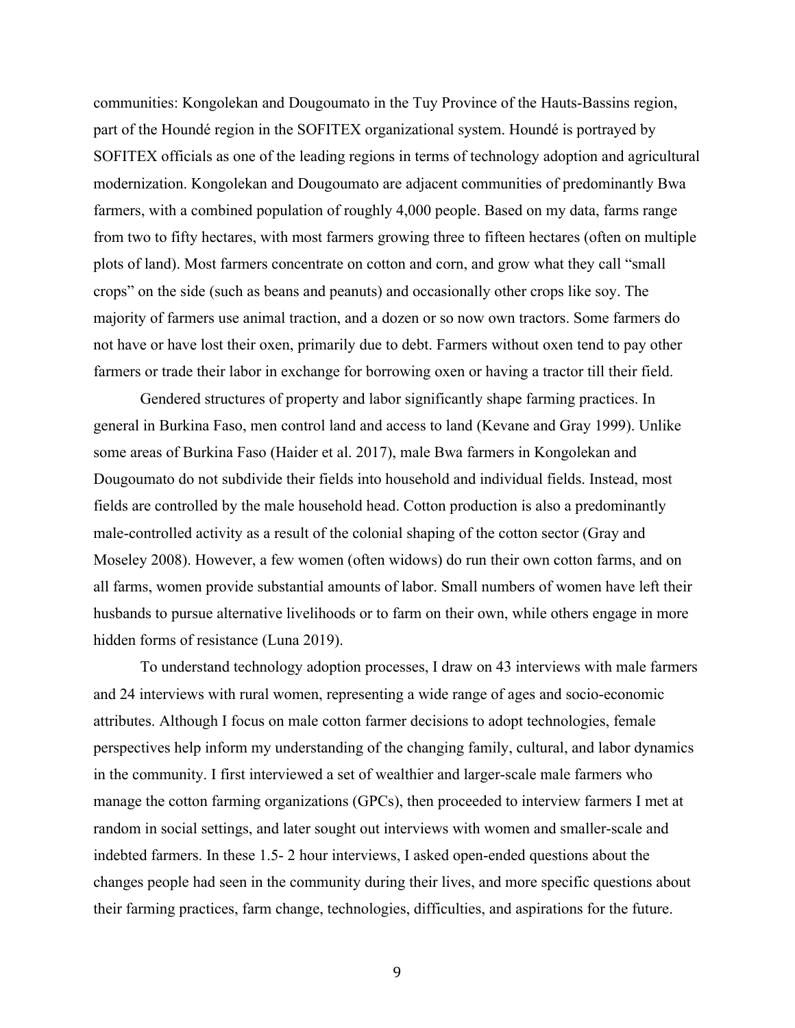communities: Kongolekan and Dougoumato in the Tuy Province of the Hauts-Bassins region, part of the Houndé region in the SOFITEX organizational system. Houndé is portrayed by SOFITEX officials as one of the leading regions in terms of technology adoption and agricultural modernization. Kongolekan and Dougoumato are adjacent communities of predominantly Bwa farmers, with a combined population of roughly 4,000 people. Based on my data, farms range from two to fifty hectares, with most farmers growing three to fifteen hectares (often on multiple plots of land). Most farmers concentrate on cotton and corn, and grow what they call "small crops" on the side (such as beans and peanuts) and occasionally other crops like soy. The majority of farmers use animal traction, and a dozen or so now own tractors. Some farmers do not have or have lost their oxen, primarily due to debt. Farmers without oxen tend to pay other farmers or trade their labor in exchange for borrowing oxen or having a tractor till their field.

Gendered structures of property and labor significantly shape farming practices. In general in Burkina Faso, men control land and access to land (Kevane and Gray 1999). Unlike some areas of Burkina Faso (Haider et al. 2017), male Bwa farmers in Kongolekan and Dougoumato do not subdivide their fields into household and individual fields. Instead, most fields are controlled by the male household head. Cotton production is also a predominantly male-controlled activity as a result of the colonial shaping of the cotton sector (Gray and Moseley 2008). However, a few women (often widows) do run their own cotton farms, and on all farms, women provide substantial amounts of labor. Small numbers of women have left their husbands to pursue alternative livelihoods or to farm on their own, while others engage in more hidden forms of resistance (Luna 2019).

To understand technology adoption processes, I draw on 43 interviews with male farmers and 24 interviews with rural women, representing a wide range of ages and socio-economic attributes. Although I focus on male cotton farmer decisions to adopt technologies, female perspectives help inform my understanding of the changing family, cultural, and labor dynamics in the community. I first interviewed a set of wealthier and larger-scale male farmers who manage the cotton farming organizations (GPCs), then proceeded to interview farmers I met at random in social settings, and later sought out interviews with women and smaller-scale and indebted farmers. In these 1.5- 2 hour interviews, I asked open-ended questions about the changes people had seen in the community during their lives, and more specific questions about their farming practices, farm change, technologies, difficulties, and aspirations for the future.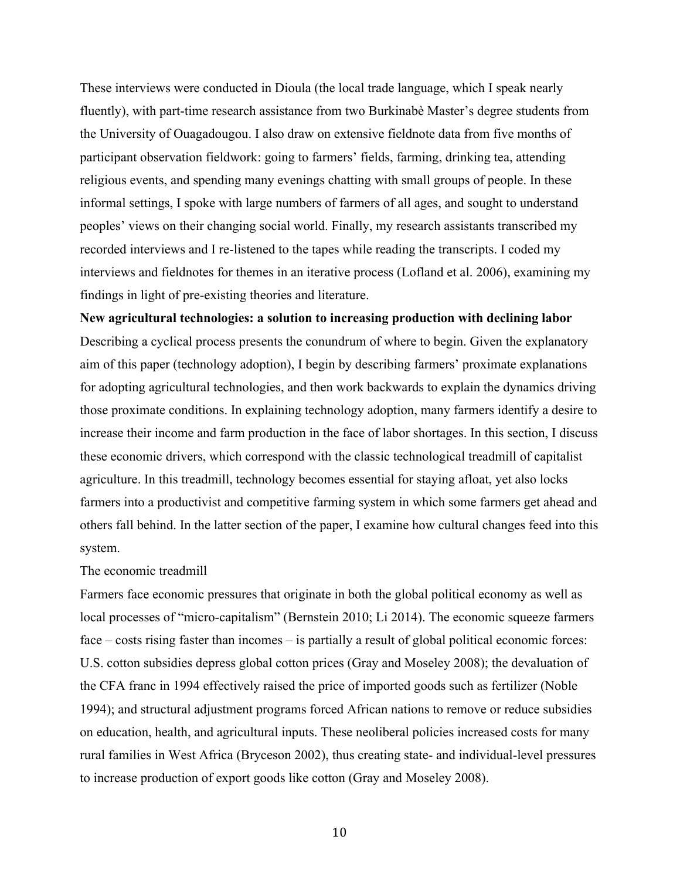These interviews were conducted in Dioula (the local trade language, which I speak nearly fluently), with part-time research assistance from two Burkinabè Master's degree students from the University of Ouagadougou. I also draw on extensive fieldnote data from five months of participant observation fieldwork: going to farmers' fields, farming, drinking tea, attending religious events, and spending many evenings chatting with small groups of people. In these informal settings, I spoke with large numbers of farmers of all ages, and sought to understand peoples' views on their changing social world. Finally, my research assistants transcribed my recorded interviews and I re-listened to the tapes while reading the transcripts. I coded my interviews and fieldnotes for themes in an iterative process (Lofland et al. 2006), examining my findings in light of pre-existing theories and literature.

## New agricultural technologies: a solution to increasing production with declining labor

Describing a cyclical process presents the conundrum of where to begin. Given the explanatory aim of this paper (technology adoption), I begin by describing farmers' proximate explanations for adopting agricultural technologies, and then work backwards to explain the dynamics driving those proximate conditions. In explaining technology adoption, many farmers identify a desire to increase their income and farm production in the face of labor shortages. In this section, I discuss these economic drivers, which correspond with the classic technological treadmill of capitalist agriculture. In this treadmill, technology becomes essential for staying afloat, yet also locks farmers into a productivist and competitive farming system in which some farmers get ahead and others fall behind. In the latter section of the paper, I examine how cultural changes feed into this system.

### The economic treadmill

Farmers face economic pressures that originate in both the global political economy as well as local processes of "micro-capitalism" (Bernstein 2010; Li 2014). The economic squeeze farmers face – costs rising faster than incomes – is partially a result of global political economic forces: U.S. cotton subsidies depress global cotton prices (Gray and Moseley 2008); the devaluation of the CFA franc in 1994 effectively raised the price of imported goods such as fertilizer (Noble 1994); and structural adjustment programs forced African nations to remove or reduce subsidies on education, health, and agricultural inputs. These neoliberal policies increased costs for many rural families in West Africa (Bryceson 2002), thus creating state- and individual-level pressures to increase production of export goods like cotton (Gray and Moseley 2008).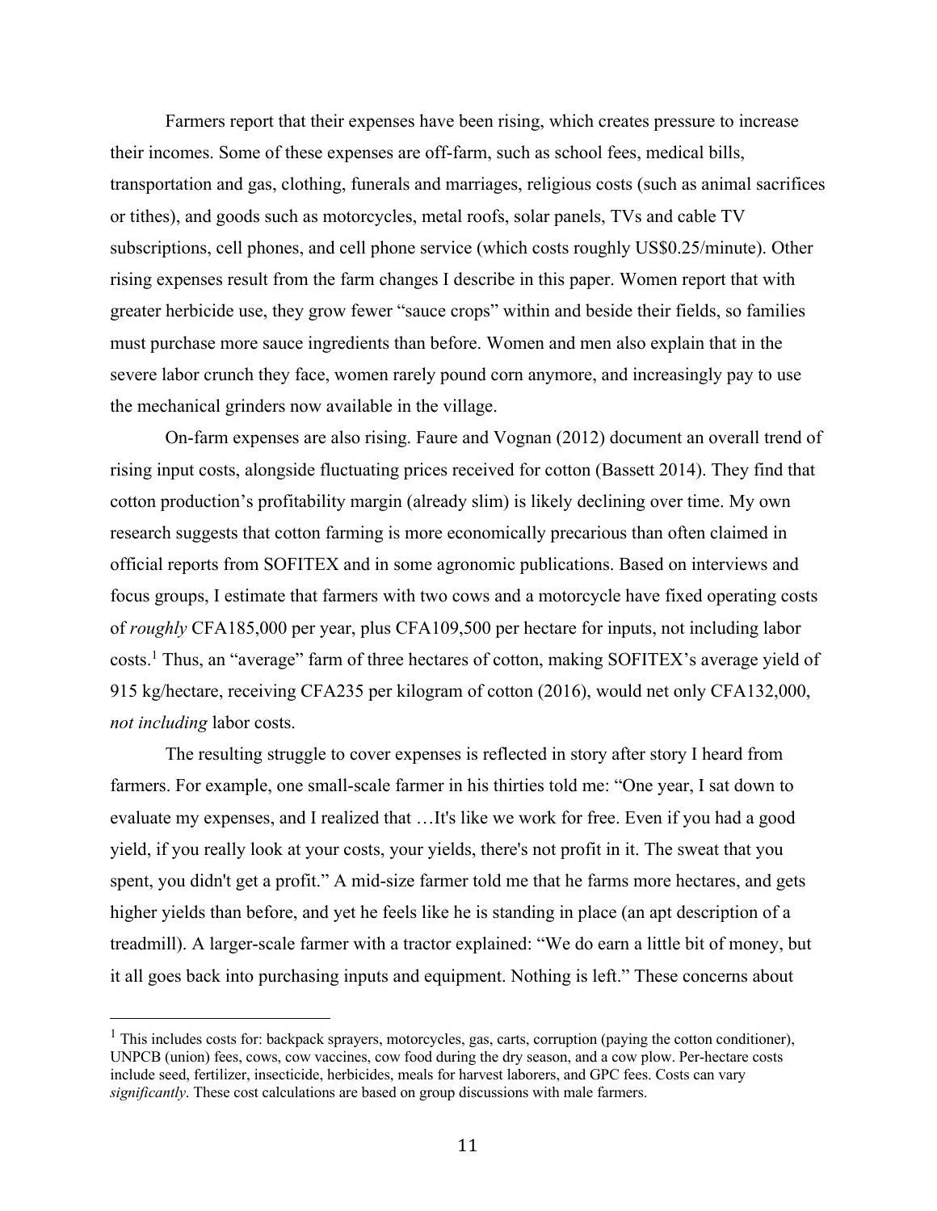Farmers report that their expenses have been rising, which creates pressure to increase their incomes. Some of these expenses are off-farm, such as school fees, medical bills, transportation and gas, clothing, funerals and marriages, religious costs (such as animal sacrifices or tithes), and goods such as motorcycles, metal roofs, solar panels, TVs and cable TV subscriptions, cell phones, and cell phone service (which costs roughly US$0.25/minute). Other rising expenses result from the farm changes I describe in this paper. Women report that with greater herbicide use, they grow fewer "sauce crops" within and beside their fields, so families must purchase more sauce ingredients than before. Women and men also explain that in the severe labor crunch they face, women rarely pound corn anymore, and increasingly pay to use the mechanical grinders now available in the village.

On-farm expenses are also rising. Faure and Vognan (2012) document an overall trend of rising input costs, alongside fluctuating prices received for cotton (Bassett 2014). They find that cotton production's profitability margin (already slim) is likely declining over time. My own research suggests that cotton farming is more economically precarious than often claimed in official reports from SOFITEX and in some agronomic publications. Based on interviews and focus groups, I estimate that farmers with two cows and a motorcycle have fixed operating costs of *roughly* CFA185,000 per year, plus CFA109,500 per hectare for inputs, not including labor costs.[1] Thus, an "average" farm of three hectares of cotton, making SOFITEX's average yield of 915 kg/hectare, receiving CFA235 per kilogram of cotton (2016), would net only CFA132,000, *not including* labor costs.

The resulting struggle to cover expenses is reflected in story after story I heard from farmers. For example, one small-scale farmer in his thirties told me: "One year, I sat down to evaluate my expenses, and I realized that …It's like we work for free. Even if you had a good yield, if you really look at your costs, your yields, there's not profit in it. The sweat that you spent, you didn't get a profit." A mid-size farmer told me that he farms more hectares, and gets higher yields than before, and yet he feels like he is standing in place (an apt description of a treadmill). A larger-scale farmer with a tractor explained: "We do earn a little bit of money, but it all goes back into purchasing inputs and equipment. Nothing is left." These concerns about

---

[1] This includes costs for: backpack sprayers, motorcycles, gas, carts, corruption (paying the cotton conditioner), UNPCB (union) fees, cows, cow vaccines, cow food during the dry season, and a cow plow. Per-hectare costs include seed, fertilizer, insecticide, herbicides, meals for harvest laborers, and GPC fees. Costs can vary *significantly*. These cost calculations are based on group discussions with male farmers.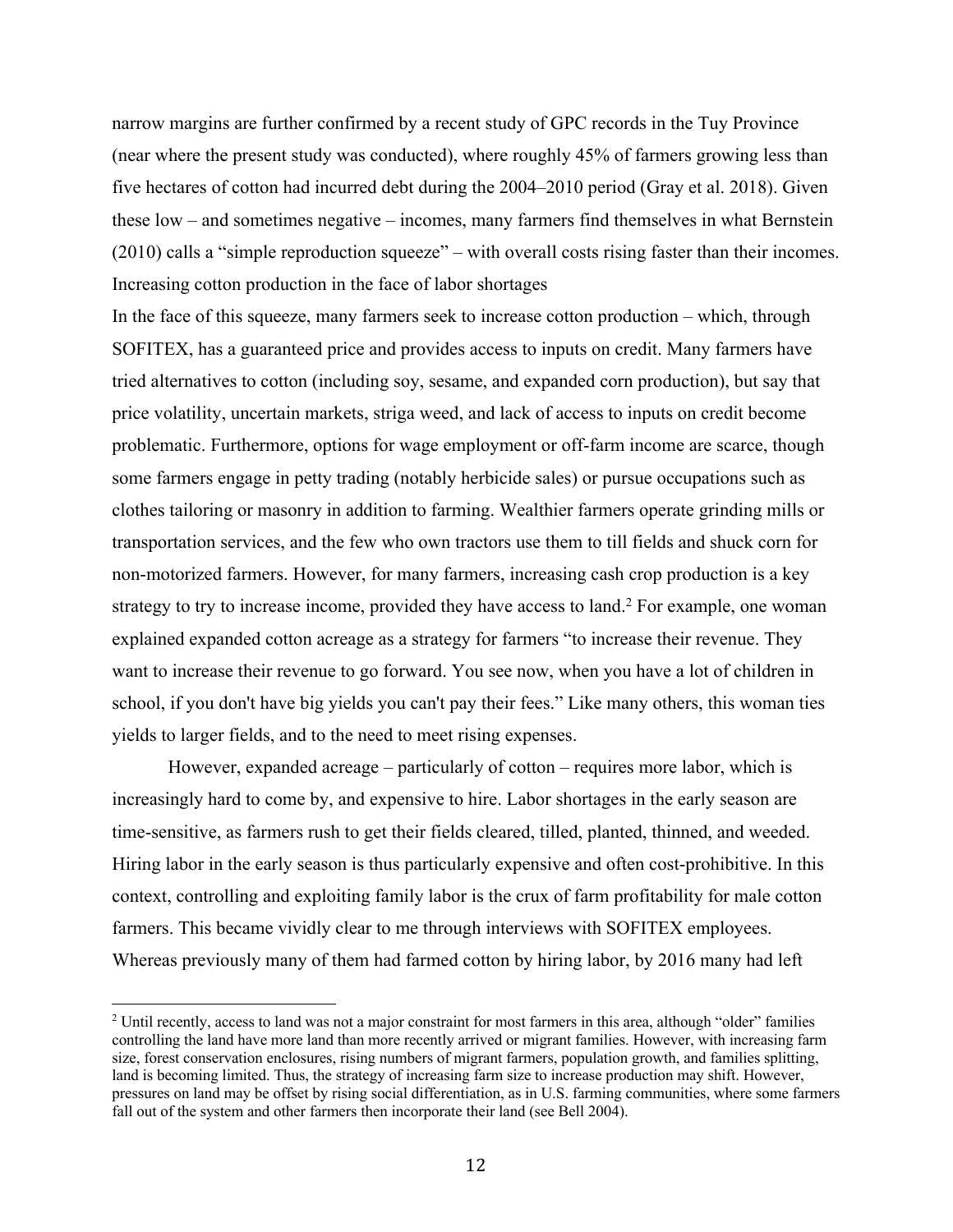narrow margins are further confirmed by a recent study of GPC records in the Tuy Province (near where the present study was conducted), where roughly 45% of farmers growing less than five hectares of cotton had incurred debt during the 2004–2010 period (Gray et al. 2018). Given these low – and sometimes negative – incomes, many farmers find themselves in what Bernstein (2010) calls a "simple reproduction squeeze" – with overall costs rising faster than their incomes.

### Increasing cotton production in the face of labor shortages

In the face of this squeeze, many farmers seek to increase cotton production – which, through SOFITEX, has a guaranteed price and provides access to inputs on credit. Many farmers have tried alternatives to cotton (including soy, sesame, and expanded corn production), but say that price volatility, uncertain markets, striga weed, and lack of access to inputs on credit become problematic. Furthermore, options for wage employment or off-farm income are scarce, though some farmers engage in petty trading (notably herbicide sales) or pursue occupations such as clothes tailoring or masonry in addition to farming. Wealthier farmers operate grinding mills or transportation services, and the few who own tractors use them to till fields and shuck corn for non-motorized farmers. However, for many farmers, increasing cash crop production is a key strategy to try to increase income, provided they have access to land.[2] For example, one woman explained expanded cotton acreage as a strategy for farmers "to increase their revenue. They want to increase their revenue to go forward. You see now, when you have a lot of children in school, if you don't have big yields you can't pay their fees." Like many others, this woman ties yields to larger fields, and to the need to meet rising expenses.

However, expanded acreage – particularly of cotton – requires more labor, which is increasingly hard to come by, and expensive to hire. Labor shortages in the early season are time-sensitive, as farmers rush to get their fields cleared, tilled, planted, thinned, and weeded. Hiring labor in the early season is thus particularly expensive and often cost-prohibitive. In this context, controlling and exploiting family labor is the crux of farm profitability for male cotton farmers. This became vividly clear to me through interviews with SOFITEX employees. Whereas previously many of them had farmed cotton by hiring labor, by 2016 many had left

[2] Until recently, access to land was not a major constraint for most farmers in this area, although "older" families controlling the land have more land than more recently arrived or migrant families. However, with increasing farm size, forest conservation enclosures, rising numbers of migrant farmers, population growth, and families splitting, land is becoming limited. Thus, the strategy of increasing farm size to increase production may shift. However, pressures on land may be offset by rising social differentiation, as in U.S. farming communities, where some farmers fall out of the system and other farmers then incorporate their land (see Bell 2004).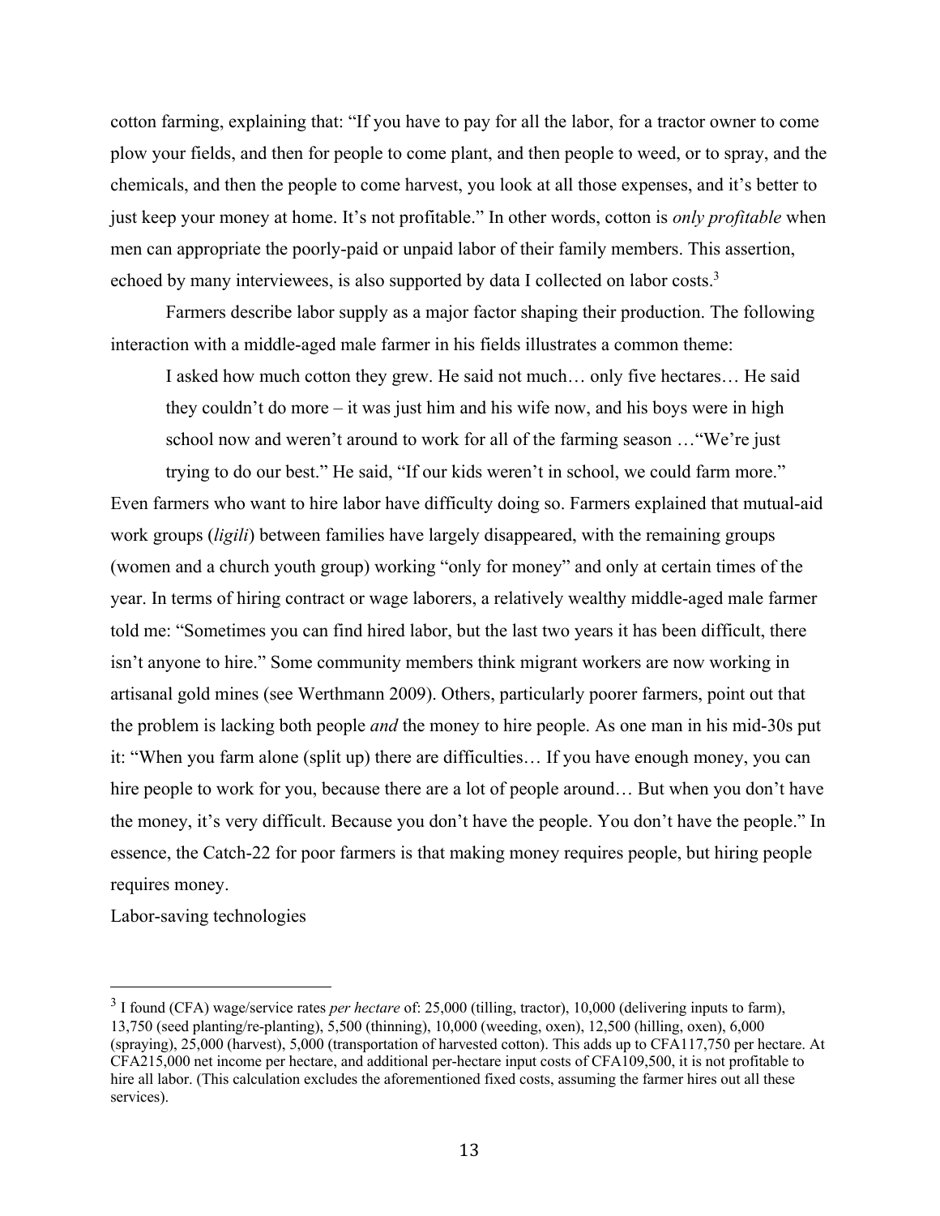cotton farming, explaining that: "If you have to pay for all the labor, for a tractor owner to come plow your fields, and then for people to come plant, and then people to weed, or to spray, and the chemicals, and then the people to come harvest, you look at all those expenses, and it's better to just keep your money at home. It's not profitable." In other words, cotton is *only profitable* when men can appropriate the poorly-paid or unpaid labor of their family members. This assertion, echoed by many interviewees, is also supported by data I collected on labor costs.[3]

Farmers describe labor supply as a major factor shaping their production. The following interaction with a middle-aged male farmer in his fields illustrates a common theme:

> I asked how much cotton they grew. He said not much… only five hectares… He said they couldn't do more – it was just him and his wife now, and his boys were in high school now and weren't around to work for all of the farming season …"We're just trying to do our best." He said, "If our kids weren't in school, we could farm more."

Even farmers who want to hire labor have difficulty doing so. Farmers explained that mutual-aid work groups (*ligili*) between families have largely disappeared, with the remaining groups (women and a church youth group) working "only for money" and only at certain times of the year. In terms of hiring contract or wage laborers, a relatively wealthy middle-aged male farmer told me: "Sometimes you can find hired labor, but the last two years it has been difficult, there isn't anyone to hire." Some community members think migrant workers are now working in artisanal gold mines (see Werthmann 2009). Others, particularly poorer farmers, point out that the problem is lacking both people *and* the money to hire people. As one man in his mid-30s put it: "When you farm alone (split up) there are difficulties… If you have enough money, you can hire people to work for you, because there are a lot of people around… But when you don't have the money, it's very difficult. Because you don't have the people. You don't have the people." In essence, the Catch-22 for poor farmers is that making money requires people, but hiring people requires money.

Labor-saving technologies

---

[3] I found (CFA) wage/service rates *per hectare* of: 25,000 (tilling, tractor), 10,000 (delivering inputs to farm), 13,750 (seed planting/re-planting), 5,500 (thinning), 10,000 (weeding, oxen), 12,500 (hilling, oxen), 6,000 (spraying), 25,000 (harvest), 5,000 (transportation of harvested cotton). This adds up to CFA117,750 per hectare. At CFA215,000 net income per hectare, and additional per-hectare input costs of CFA109,500, it is not profitable to hire all labor. (This calculation excludes the aforementioned fixed costs, assuming the farmer hires out all these services).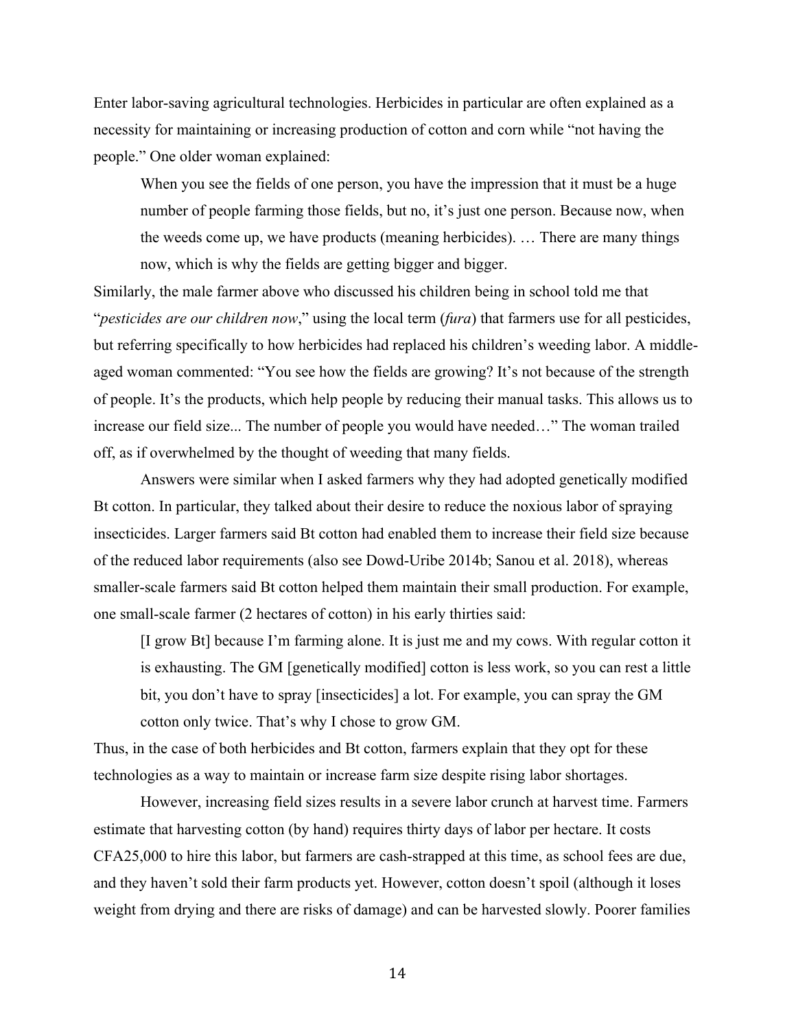Enter labor-saving agricultural technologies. Herbicides in particular are often explained as a necessity for maintaining or increasing production of cotton and corn while "not having the people." One older woman explained:

> When you see the fields of one person, you have the impression that it must be a huge number of people farming those fields, but no, it's just one person. Because now, when the weeds come up, we have products (meaning herbicides). … There are many things now, which is why the fields are getting bigger and bigger.

Similarly, the male farmer above who discussed his children being in school told me that "*pesticides are our children now*," using the local term (*fura*) that farmers use for all pesticides, but referring specifically to how herbicides had replaced his children's weeding labor. A middle-aged woman commented: "You see how the fields are growing? It's not because of the strength of people. It's the products, which help people by reducing their manual tasks. This allows us to increase our field size... The number of people you would have needed…" The woman trailed off, as if overwhelmed by the thought of weeding that many fields.

Answers were similar when I asked farmers why they had adopted genetically modified Bt cotton. In particular, they talked about their desire to reduce the noxious labor of spraying insecticides. Larger farmers said Bt cotton had enabled them to increase their field size because of the reduced labor requirements (also see Dowd-Uribe 2014b; Sanou et al. 2018), whereas smaller-scale farmers said Bt cotton helped them maintain their small production. For example, one small-scale farmer (2 hectares of cotton) in his early thirties said:

> [I grow Bt] because I'm farming alone. It is just me and my cows. With regular cotton it is exhausting. The GM [genetically modified] cotton is less work, so you can rest a little bit, you don't have to spray [insecticides] a lot. For example, you can spray the GM cotton only twice. That's why I chose to grow GM.

Thus, in the case of both herbicides and Bt cotton, farmers explain that they opt for these technologies as a way to maintain or increase farm size despite rising labor shortages.

However, increasing field sizes results in a severe labor crunch at harvest time. Farmers estimate that harvesting cotton (by hand) requires thirty days of labor per hectare. It costs CFA25,000 to hire this labor, but farmers are cash-strapped at this time, as school fees are due, and they haven't sold their farm products yet. However, cotton doesn't spoil (although it loses weight from drying and there are risks of damage) and can be harvested slowly. Poorer families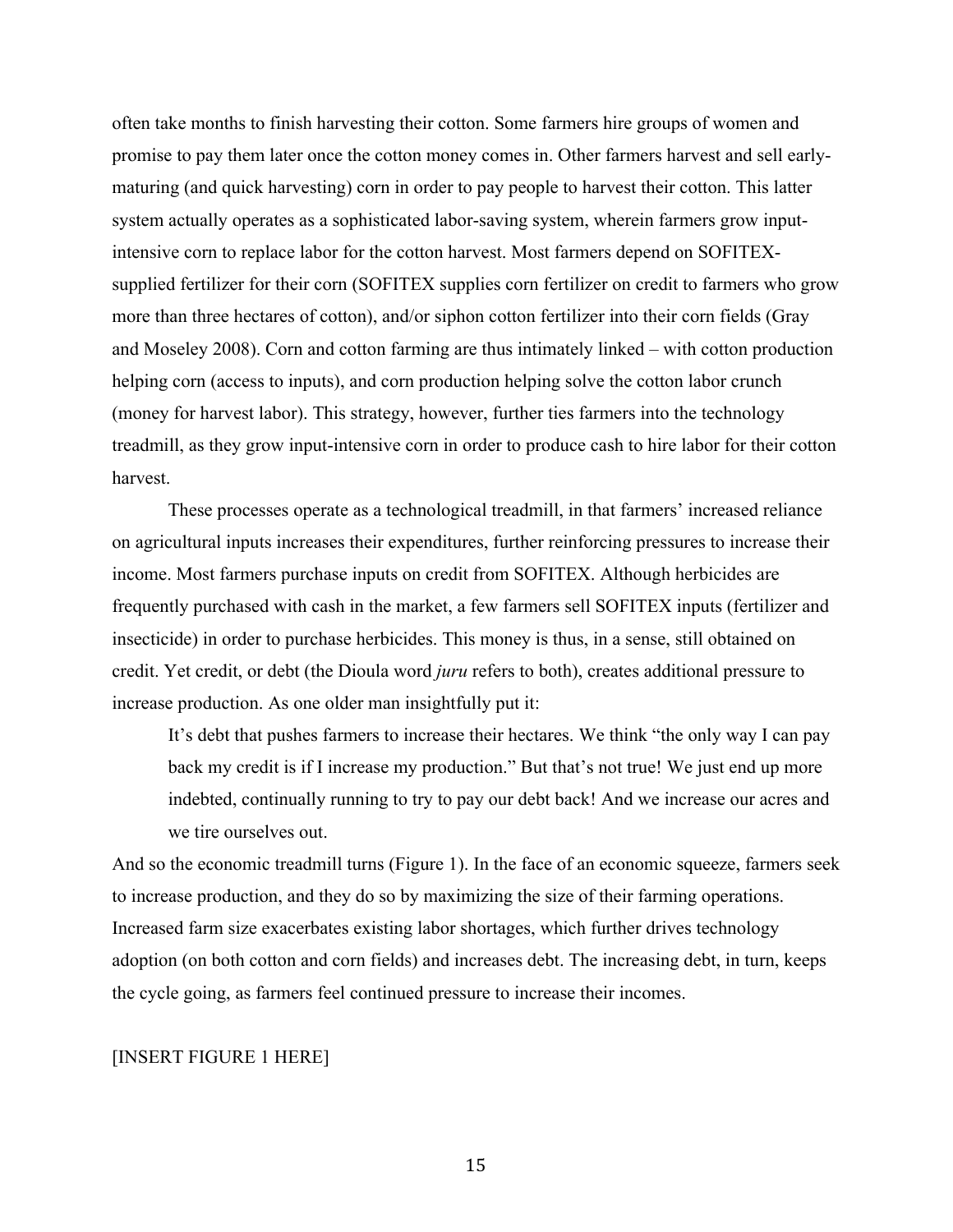often take months to finish harvesting their cotton. Some farmers hire groups of women and promise to pay them later once the cotton money comes in. Other farmers harvest and sell early-maturing (and quick harvesting) corn in order to pay people to harvest their cotton. This latter system actually operates as a sophisticated labor-saving system, wherein farmers grow input-intensive corn to replace labor for the cotton harvest. Most farmers depend on SOFITEX-supplied fertilizer for their corn (SOFITEX supplies corn fertilizer on credit to farmers who grow more than three hectares of cotton), and/or siphon cotton fertilizer into their corn fields (Gray and Moseley 2008). Corn and cotton farming are thus intimately linked – with cotton production helping corn (access to inputs), and corn production helping solve the cotton labor crunch (money for harvest labor). This strategy, however, further ties farmers into the technology treadmill, as they grow input-intensive corn in order to produce cash to hire labor for their cotton harvest.

These processes operate as a technological treadmill, in that farmers' increased reliance on agricultural inputs increases their expenditures, further reinforcing pressures to increase their income. Most farmers purchase inputs on credit from SOFITEX. Although herbicides are frequently purchased with cash in the market, a few farmers sell SOFITEX inputs (fertilizer and insecticide) in order to purchase herbicides. This money is thus, in a sense, still obtained on credit. Yet credit, or debt (the Dioula word *juru* refers to both), creates additional pressure to increase production. As one older man insightfully put it:

> It's debt that pushes farmers to increase their hectares. We think "the only way I can pay back my credit is if I increase my production." But that's not true! We just end up more indebted, continually running to try to pay our debt back! And we increase our acres and we tire ourselves out.

And so the economic treadmill turns (Figure 1). In the face of an economic squeeze, farmers seek to increase production, and they do so by maximizing the size of their farming operations. Increased farm size exacerbates existing labor shortages, which further drives technology adoption (on both cotton and corn fields) and increases debt. The increasing debt, in turn, keeps the cycle going, as farmers feel continued pressure to increase their incomes.

[INSERT FIGURE 1 HERE]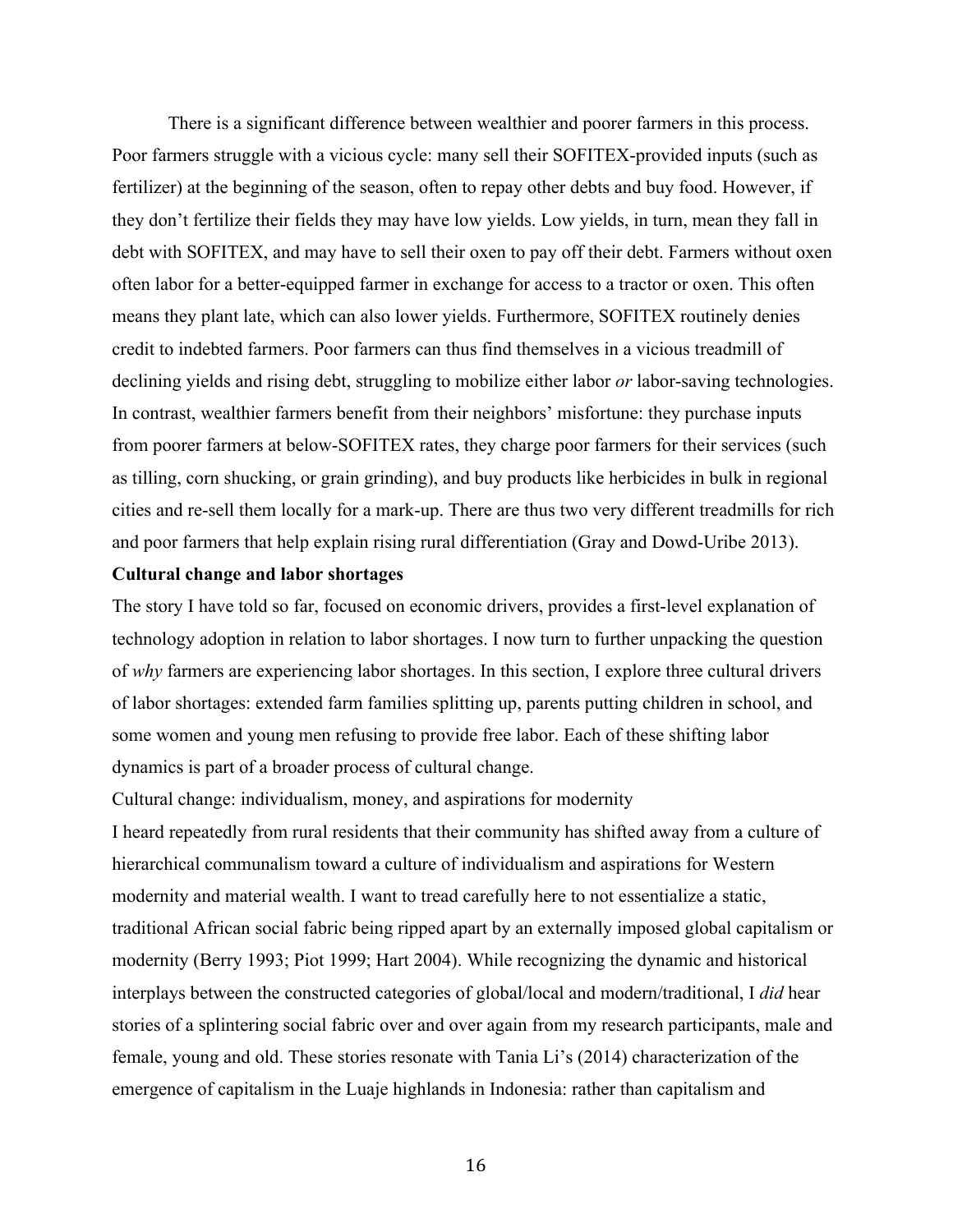There is a significant difference between wealthier and poorer farmers in this process. Poor farmers struggle with a vicious cycle: many sell their SOFITEX-provided inputs (such as fertilizer) at the beginning of the season, often to repay other debts and buy food. However, if they don't fertilize their fields they may have low yields. Low yields, in turn, mean they fall in debt with SOFITEX, and may have to sell their oxen to pay off their debt. Farmers without oxen often labor for a better-equipped farmer in exchange for access to a tractor or oxen. This often means they plant late, which can also lower yields. Furthermore, SOFITEX routinely denies credit to indebted farmers. Poor farmers can thus find themselves in a vicious treadmill of declining yields and rising debt, struggling to mobilize either labor *or* labor-saving technologies. In contrast, wealthier farmers benefit from their neighbors' misfortune: they purchase inputs from poorer farmers at below-SOFITEX rates, they charge poor farmers for their services (such as tilling, corn shucking, or grain grinding), and buy products like herbicides in bulk in regional cities and re-sell them locally for a mark-up. There are thus two very different treadmills for rich and poor farmers that help explain rising rural differentiation (Gray and Dowd-Uribe 2013).

## Cultural change and labor shortages

The story I have told so far, focused on economic drivers, provides a first-level explanation of technology adoption in relation to labor shortages. I now turn to further unpacking the question of *why* farmers are experiencing labor shortages. In this section, I explore three cultural drivers of labor shortages: extended farm families splitting up, parents putting children in school, and some women and young men refusing to provide free labor. Each of these shifting labor dynamics is part of a broader process of cultural change.

### Cultural change: individualism, money, and aspirations for modernity

I heard repeatedly from rural residents that their community has shifted away from a culture of hierarchical communalism toward a culture of individualism and aspirations for Western modernity and material wealth. I want to tread carefully here to not essentialize a static, traditional African social fabric being ripped apart by an externally imposed global capitalism or modernity (Berry 1993; Piot 1999; Hart 2004). While recognizing the dynamic and historical interplays between the constructed categories of global/local and modern/traditional, I *did* hear stories of a splintering social fabric over and over again from my research participants, male and female, young and old. These stories resonate with Tania Li's (2014) characterization of the emergence of capitalism in the Luaje highlands in Indonesia: rather than capitalism and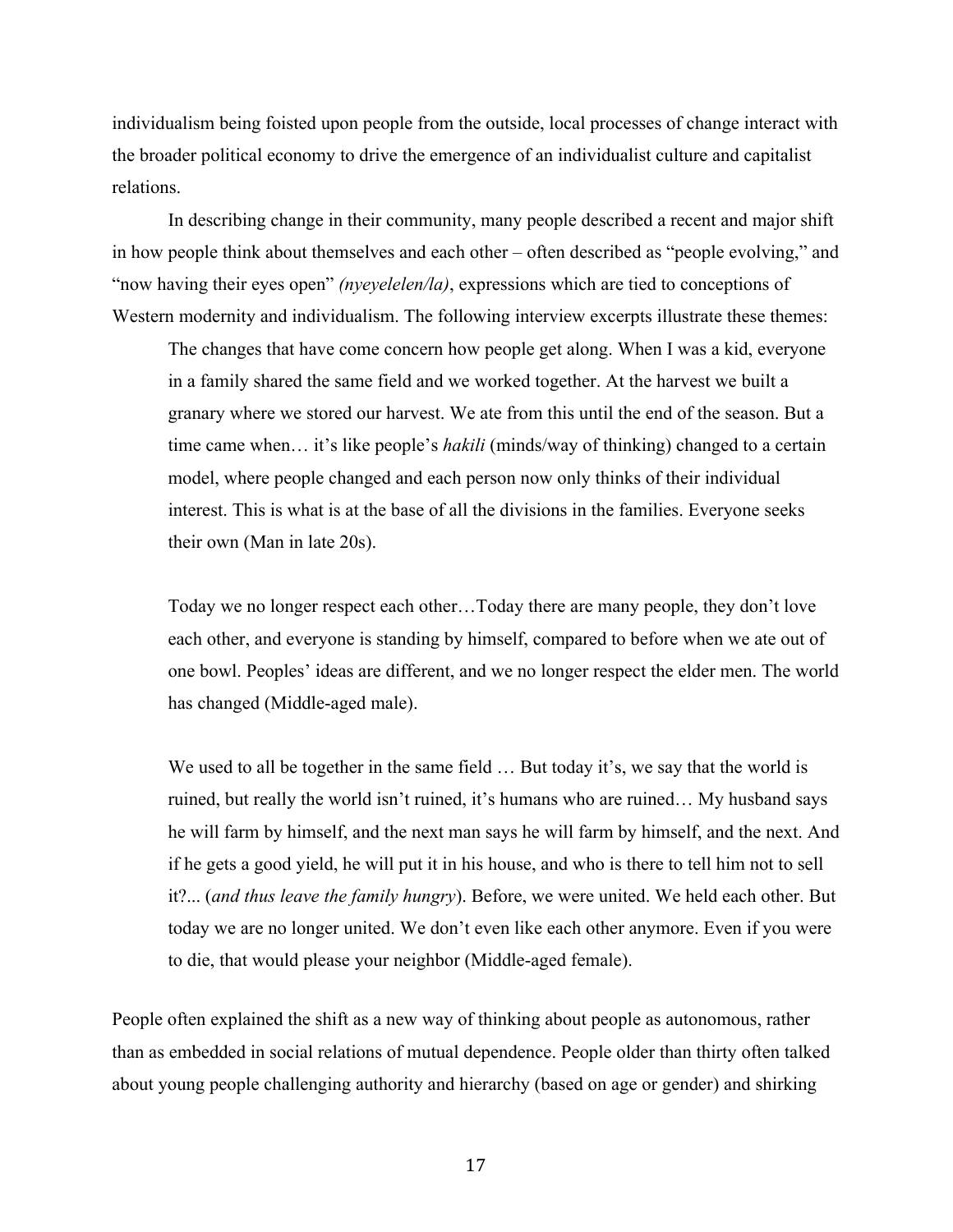individualism being foisted upon people from the outside, local processes of change interact with the broader political economy to drive the emergence of an individualist culture and capitalist relations.

In describing change in their community, many people described a recent and major shift in how people think about themselves and each other – often described as "people evolving," and "now having their eyes open" *(nyeyelelen/la)*, expressions which are tied to conceptions of Western modernity and individualism. The following interview excerpts illustrate these themes:

> The changes that have come concern how people get along. When I was a kid, everyone in a family shared the same field and we worked together. At the harvest we built a granary where we stored our harvest. We ate from this until the end of the season. But a time came when… it's like people's *hakili* (minds/way of thinking) changed to a certain model, where people changed and each person now only thinks of their individual interest. This is what is at the base of all the divisions in the families. Everyone seeks their own (Man in late 20s).
>
> Today we no longer respect each other…Today there are many people, they don't love each other, and everyone is standing by himself, compared to before when we ate out of one bowl. Peoples' ideas are different, and we no longer respect the elder men. The world has changed (Middle-aged male).
>
> We used to all be together in the same field … But today it's, we say that the world is ruined, but really the world isn't ruined, it's humans who are ruined… My husband says he will farm by himself, and the next man says he will farm by himself, and the next. And if he gets a good yield, he will put it in his house, and who is there to tell him not to sell it?... (*and thus leave the family hungry*). Before, we were united. We held each other. But today we are no longer united. We don't even like each other anymore. Even if you were to die, that would please your neighbor (Middle-aged female).

People often explained the shift as a new way of thinking about people as autonomous, rather than as embedded in social relations of mutual dependence. People older than thirty often talked about young people challenging authority and hierarchy (based on age or gender) and shirking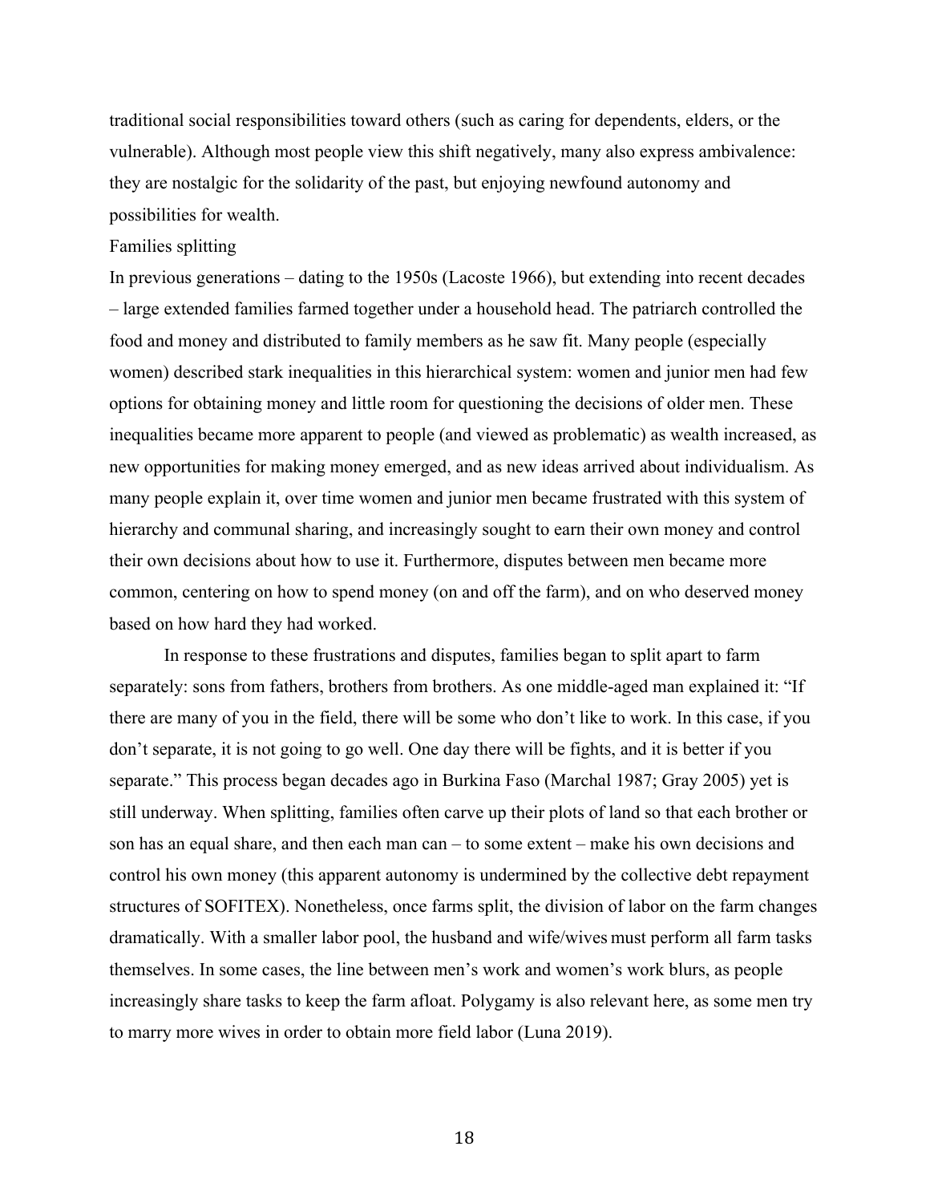traditional social responsibilities toward others (such as caring for dependents, elders, or the vulnerable). Although most people view this shift negatively, many also express ambivalence: they are nostalgic for the solidarity of the past, but enjoying newfound autonomy and possibilities for wealth.

### Families splitting

In previous generations – dating to the 1950s (Lacoste 1966), but extending into recent decades – large extended families farmed together under a household head. The patriarch controlled the food and money and distributed to family members as he saw fit. Many people (especially women) described stark inequalities in this hierarchical system: women and junior men had few options for obtaining money and little room for questioning the decisions of older men. These inequalities became more apparent to people (and viewed as problematic) as wealth increased, as new opportunities for making money emerged, and as new ideas arrived about individualism. As many people explain it, over time women and junior men became frustrated with this system of hierarchy and communal sharing, and increasingly sought to earn their own money and control their own decisions about how to use it. Furthermore, disputes between men became more common, centering on how to spend money (on and off the farm), and on who deserved money based on how hard they had worked.

In response to these frustrations and disputes, families began to split apart to farm separately: sons from fathers, brothers from brothers. As one middle-aged man explained it: "If there are many of you in the field, there will be some who don't like to work. In this case, if you don't separate, it is not going to go well. One day there will be fights, and it is better if you separate." This process began decades ago in Burkina Faso (Marchal 1987; Gray 2005) yet is still underway. When splitting, families often carve up their plots of land so that each brother or son has an equal share, and then each man can – to some extent – make his own decisions and control his own money (this apparent autonomy is undermined by the collective debt repayment structures of SOFITEX). Nonetheless, once farms split, the division of labor on the farm changes dramatically. With a smaller labor pool, the husband and wife/wives must perform all farm tasks themselves. In some cases, the line between men's work and women's work blurs, as people increasingly share tasks to keep the farm afloat. Polygamy is also relevant here, as some men try to marry more wives in order to obtain more field labor (Luna 2019).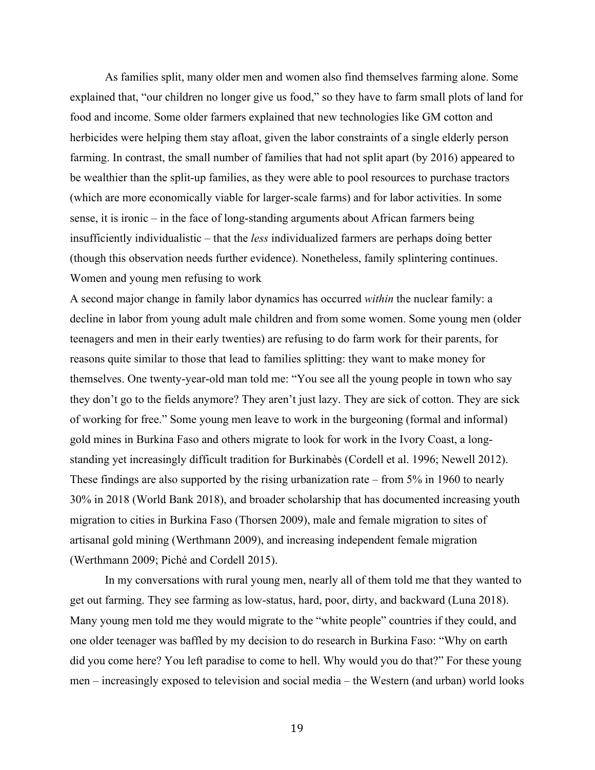As families split, many older men and women also find themselves farming alone. Some explained that, "our children no longer give us food," so they have to farm small plots of land for food and income. Some older farmers explained that new technologies like GM cotton and herbicides were helping them stay afloat, given the labor constraints of a single elderly person farming. In contrast, the small number of families that had not split apart (by 2016) appeared to be wealthier than the split-up families, as they were able to pool resources to purchase tractors (which are more economically viable for larger-scale farms) and for labor activities. In some sense, it is ironic – in the face of long-standing arguments about African farmers being insufficiently individualistic – that the *less* individualized farmers are perhaps doing better (though this observation needs further evidence). Nonetheless, family splintering continues.

### Women and young men refusing to work

A second major change in family labor dynamics has occurred *within* the nuclear family: a decline in labor from young adult male children and from some women. Some young men (older teenagers and men in their early twenties) are refusing to do farm work for their parents, for reasons quite similar to those that lead to families splitting: they want to make money for themselves. One twenty-year-old man told me: "You see all the young people in town who say they don't go to the fields anymore? They aren't just lazy. They are sick of cotton. They are sick of working for free." Some young men leave to work in the burgeoning (formal and informal) gold mines in Burkina Faso and others migrate to look for work in the Ivory Coast, a long-standing yet increasingly difficult tradition for Burkinabès (Cordell et al. 1996; Newell 2012). These findings are also supported by the rising urbanization rate – from 5% in 1960 to nearly 30% in 2018 (World Bank 2018), and broader scholarship that has documented increasing youth migration to cities in Burkina Faso (Thorsen 2009), male and female migration to sites of artisanal gold mining (Werthmann 2009), and increasing independent female migration (Werthmann 2009; Piché and Cordell 2015).

In my conversations with rural young men, nearly all of them told me that they wanted to get out farming. They see farming as low-status, hard, poor, dirty, and backward (Luna 2018). Many young men told me they would migrate to the "white people" countries if they could, and one older teenager was baffled by my decision to do research in Burkina Faso: "Why on earth did you come here? You left paradise to come to hell. Why would you do that?" For these young men – increasingly exposed to television and social media – the Western (and urban) world looks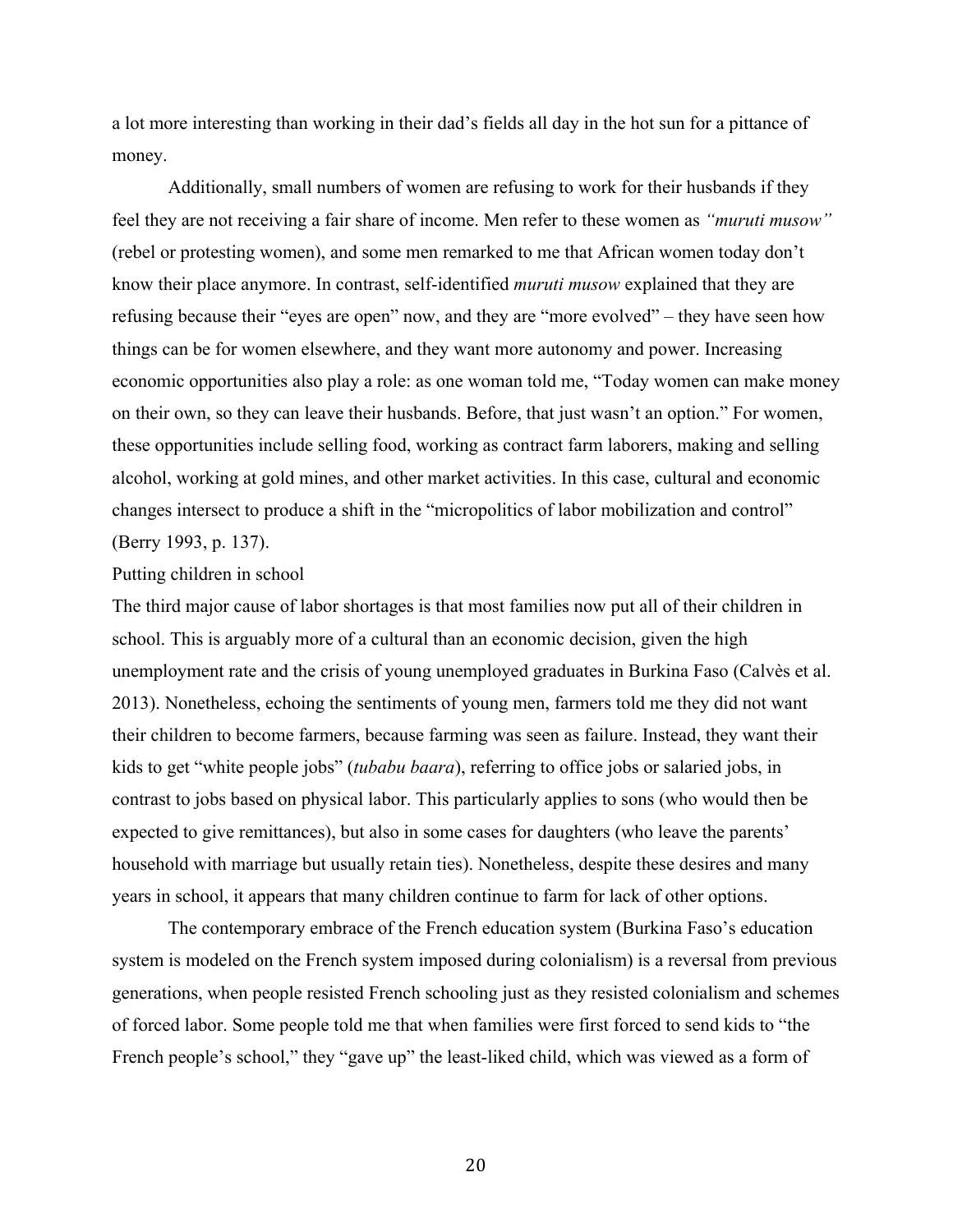a lot more interesting than working in their dad's fields all day in the hot sun for a pittance of money.

Additionally, small numbers of women are refusing to work for their husbands if they feel they are not receiving a fair share of income. Men refer to these women as *"muruti musow"* (rebel or protesting women), and some men remarked to me that African women today don't know their place anymore. In contrast, self-identified *muruti musow* explained that they are refusing because their "eyes are open" now, and they are "more evolved" – they have seen how things can be for women elsewhere, and they want more autonomy and power. Increasing economic opportunities also play a role: as one woman told me, "Today women can make money on their own, so they can leave their husbands. Before, that just wasn't an option." For women, these opportunities include selling food, working as contract farm laborers, making and selling alcohol, working at gold mines, and other market activities. In this case, cultural and economic changes intersect to produce a shift in the "micropolitics of labor mobilization and control" (Berry 1993, p. 137).

Putting children in school

The third major cause of labor shortages is that most families now put all of their children in school. This is arguably more of a cultural than an economic decision, given the high unemployment rate and the crisis of young unemployed graduates in Burkina Faso (Calvès et al. 2013). Nonetheless, echoing the sentiments of young men, farmers told me they did not want their children to become farmers, because farming was seen as failure. Instead, they want their kids to get "white people jobs" (*tubabu baara*), referring to office jobs or salaried jobs, in contrast to jobs based on physical labor. This particularly applies to sons (who would then be expected to give remittances), but also in some cases for daughters (who leave the parents' household with marriage but usually retain ties). Nonetheless, despite these desires and many years in school, it appears that many children continue to farm for lack of other options.

The contemporary embrace of the French education system (Burkina Faso's education system is modeled on the French system imposed during colonialism) is a reversal from previous generations, when people resisted French schooling just as they resisted colonialism and schemes of forced labor. Some people told me that when families were first forced to send kids to "the French people's school," they "gave up" the least-liked child, which was viewed as a form of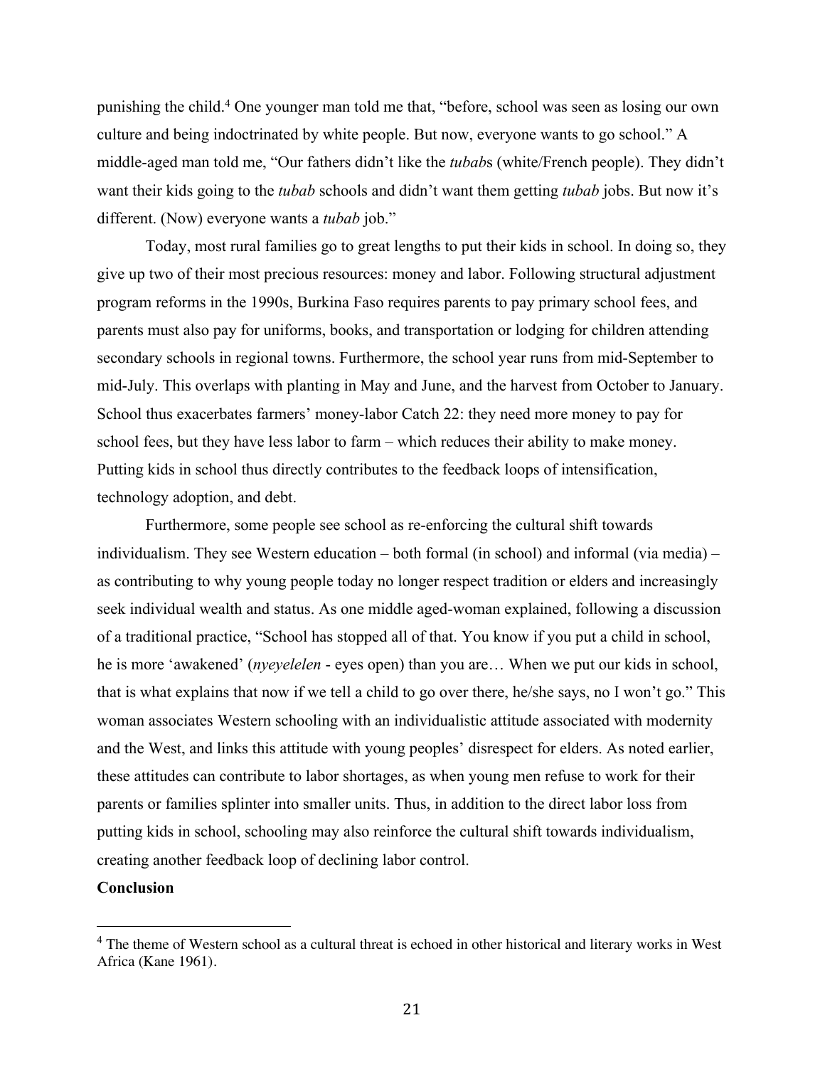punishing the child.[4] One younger man told me that, "before, school was seen as losing our own culture and being indoctrinated by white people. But now, everyone wants to go school." A middle-aged man told me, "Our fathers didn't like the *tubab*s (white/French people). They didn't want their kids going to the *tubab* schools and didn't want them getting *tubab* jobs. But now it's different. (Now) everyone wants a *tubab* job."

Today, most rural families go to great lengths to put their kids in school. In doing so, they give up two of their most precious resources: money and labor. Following structural adjustment program reforms in the 1990s, Burkina Faso requires parents to pay primary school fees, and parents must also pay for uniforms, books, and transportation or lodging for children attending secondary schools in regional towns. Furthermore, the school year runs from mid-September to mid-July. This overlaps with planting in May and June, and the harvest from October to January. School thus exacerbates farmers' money-labor Catch 22: they need more money to pay for school fees, but they have less labor to farm – which reduces their ability to make money. Putting kids in school thus directly contributes to the feedback loops of intensification, technology adoption, and debt.

Furthermore, some people see school as re-enforcing the cultural shift towards individualism. They see Western education – both formal (in school) and informal (via media) – as contributing to why young people today no longer respect tradition or elders and increasingly seek individual wealth and status. As one middle aged-woman explained, following a discussion of a traditional practice, "School has stopped all of that. You know if you put a child in school, he is more 'awakened' (*nyeyelelen* - eyes open) than you are… When we put our kids in school, that is what explains that now if we tell a child to go over there, he/she says, no I won't go." This woman associates Western schooling with an individualistic attitude associated with modernity and the West, and links this attitude with young peoples' disrespect for elders. As noted earlier, these attitudes can contribute to labor shortages, as when young men refuse to work for their parents or families splinter into smaller units. Thus, in addition to the direct labor loss from putting kids in school, schooling may also reinforce the cultural shift towards individualism, creating another feedback loop of declining labor control.

**Conclusion**

[4] The theme of Western school as a cultural threat is echoed in other historical and literary works in West Africa (Kane 1961).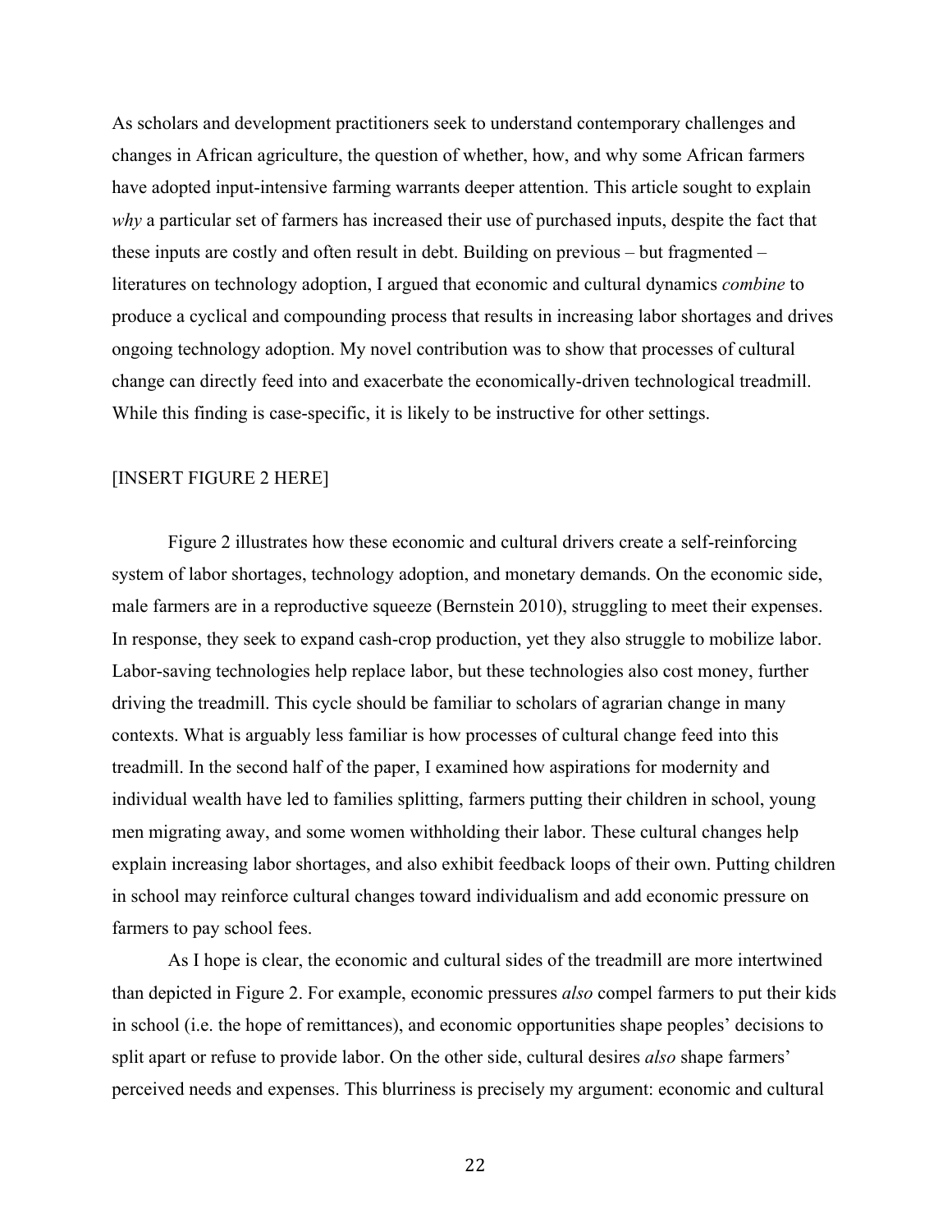As scholars and development practitioners seek to understand contemporary challenges and changes in African agriculture, the question of whether, how, and why some African farmers have adopted input-intensive farming warrants deeper attention. This article sought to explain *why* a particular set of farmers has increased their use of purchased inputs, despite the fact that these inputs are costly and often result in debt. Building on previous – but fragmented – literatures on technology adoption, I argued that economic and cultural dynamics *combine* to produce a cyclical and compounding process that results in increasing labor shortages and drives ongoing technology adoption. My novel contribution was to show that processes of cultural change can directly feed into and exacerbate the economically-driven technological treadmill. While this finding is case-specific, it is likely to be instructive for other settings.

[INSERT FIGURE 2 HERE]

Figure 2 illustrates how these economic and cultural drivers create a self-reinforcing system of labor shortages, technology adoption, and monetary demands. On the economic side, male farmers are in a reproductive squeeze (Bernstein 2010), struggling to meet their expenses. In response, they seek to expand cash-crop production, yet they also struggle to mobilize labor. Labor-saving technologies help replace labor, but these technologies also cost money, further driving the treadmill. This cycle should be familiar to scholars of agrarian change in many contexts. What is arguably less familiar is how processes of cultural change feed into this treadmill. In the second half of the paper, I examined how aspirations for modernity and individual wealth have led to families splitting, farmers putting their children in school, young men migrating away, and some women withholding their labor. These cultural changes help explain increasing labor shortages, and also exhibit feedback loops of their own. Putting children in school may reinforce cultural changes toward individualism and add economic pressure on farmers to pay school fees.

As I hope is clear, the economic and cultural sides of the treadmill are more intertwined than depicted in Figure 2. For example, economic pressures *also* compel farmers to put their kids in school (i.e. the hope of remittances), and economic opportunities shape peoples' decisions to split apart or refuse to provide labor. On the other side, cultural desires *also* shape farmers' perceived needs and expenses. This blurriness is precisely my argument: economic and cultural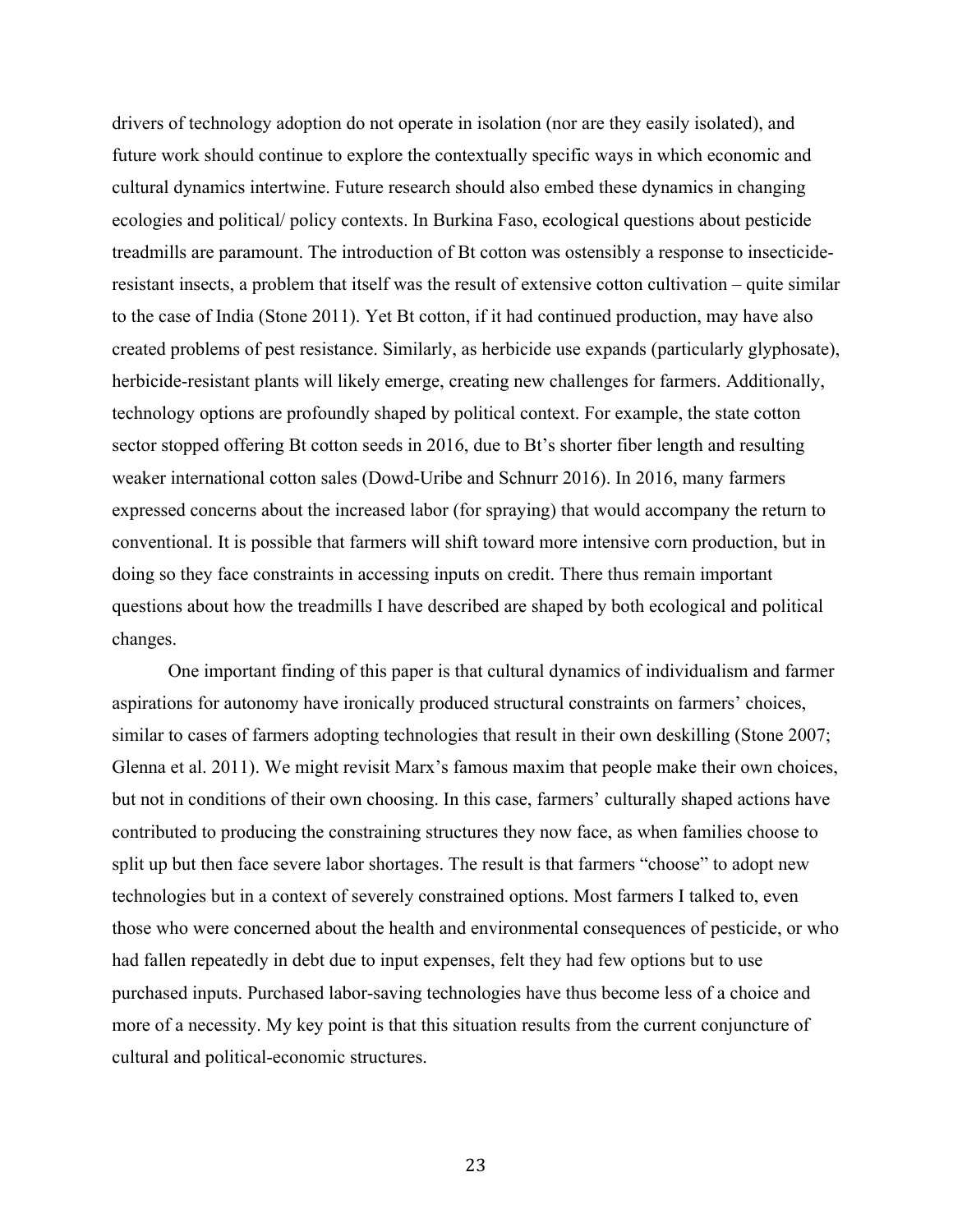drivers of technology adoption do not operate in isolation (nor are they easily isolated), and future work should continue to explore the contextually specific ways in which economic and cultural dynamics intertwine. Future research should also embed these dynamics in changing ecologies and political/ policy contexts. In Burkina Faso, ecological questions about pesticide treadmills are paramount. The introduction of Bt cotton was ostensibly a response to insecticide-resistant insects, a problem that itself was the result of extensive cotton cultivation – quite similar to the case of India (Stone 2011). Yet Bt cotton, if it had continued production, may have also created problems of pest resistance. Similarly, as herbicide use expands (particularly glyphosate), herbicide-resistant plants will likely emerge, creating new challenges for farmers. Additionally, technology options are profoundly shaped by political context. For example, the state cotton sector stopped offering Bt cotton seeds in 2016, due to Bt's shorter fiber length and resulting weaker international cotton sales (Dowd-Uribe and Schnurr 2016). In 2016, many farmers expressed concerns about the increased labor (for spraying) that would accompany the return to conventional. It is possible that farmers will shift toward more intensive corn production, but in doing so they face constraints in accessing inputs on credit. There thus remain important questions about how the treadmills I have described are shaped by both ecological and political changes.

One important finding of this paper is that cultural dynamics of individualism and farmer aspirations for autonomy have ironically produced structural constraints on farmers' choices, similar to cases of farmers adopting technologies that result in their own deskilling (Stone 2007; Glenna et al. 2011). We might revisit Marx's famous maxim that people make their own choices, but not in conditions of their own choosing. In this case, farmers' culturally shaped actions have contributed to producing the constraining structures they now face, as when families choose to split up but then face severe labor shortages. The result is that farmers "choose" to adopt new technologies but in a context of severely constrained options. Most farmers I talked to, even those who were concerned about the health and environmental consequences of pesticide, or who had fallen repeatedly in debt due to input expenses, felt they had few options but to use purchased inputs. Purchased labor-saving technologies have thus become less of a choice and more of a necessity. My key point is that this situation results from the current conjuncture of cultural and political-economic structures.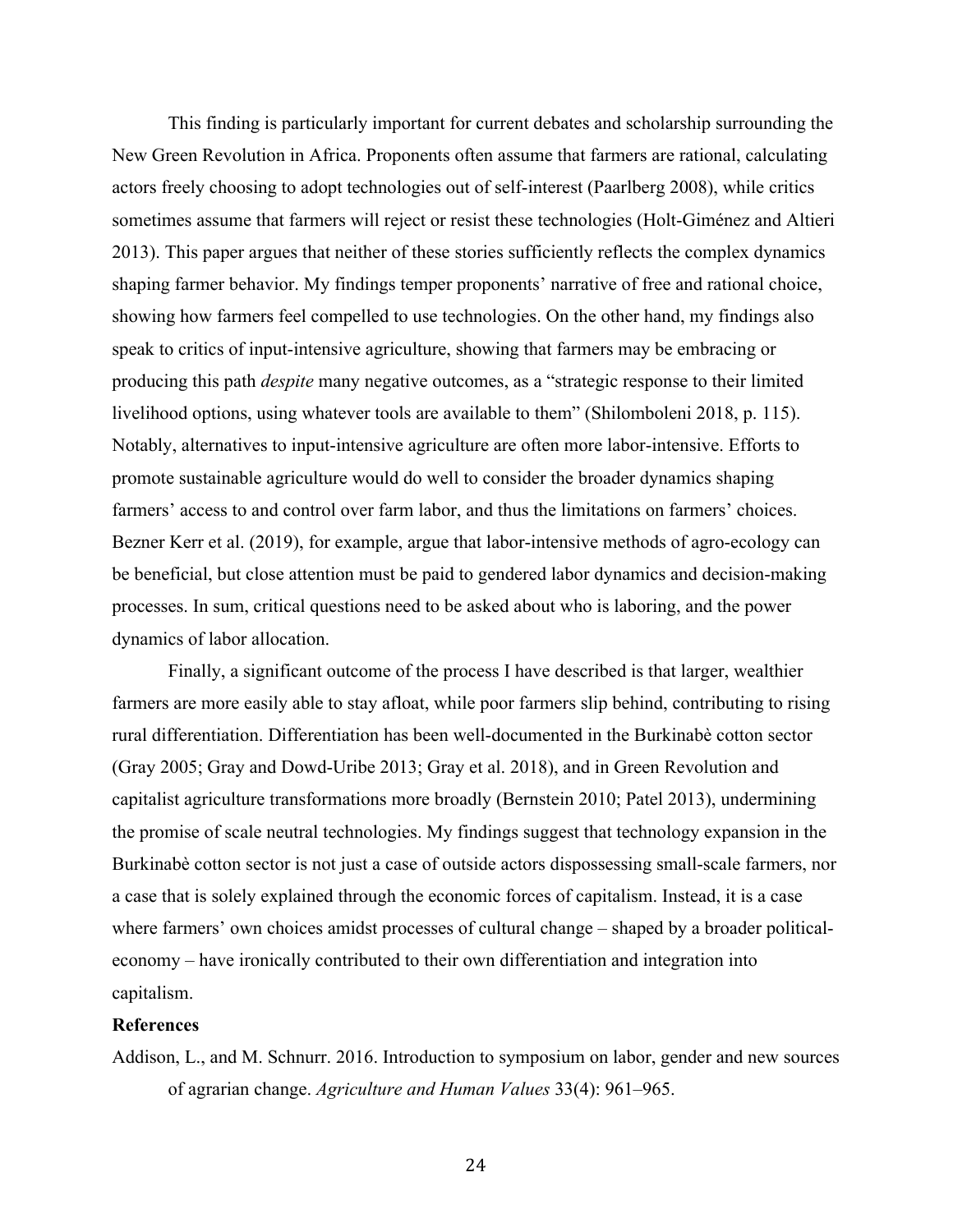This finding is particularly important for current debates and scholarship surrounding the New Green Revolution in Africa. Proponents often assume that farmers are rational, calculating actors freely choosing to adopt technologies out of self-interest (Paarlberg 2008), while critics sometimes assume that farmers will reject or resist these technologies (Holt-Giménez and Altieri 2013). This paper argues that neither of these stories sufficiently reflects the complex dynamics shaping farmer behavior. My findings temper proponents' narrative of free and rational choice, showing how farmers feel compelled to use technologies. On the other hand, my findings also speak to critics of input-intensive agriculture, showing that farmers may be embracing or producing this path *despite* many negative outcomes, as a "strategic response to their limited livelihood options, using whatever tools are available to them" (Shilomboleni 2018, p. 115). Notably, alternatives to input-intensive agriculture are often more labor-intensive. Efforts to promote sustainable agriculture would do well to consider the broader dynamics shaping farmers' access to and control over farm labor, and thus the limitations on farmers' choices. Bezner Kerr et al. (2019), for example, argue that labor-intensive methods of agro-ecology can be beneficial, but close attention must be paid to gendered labor dynamics and decision-making processes. In sum, critical questions need to be asked about who is laboring, and the power dynamics of labor allocation.

Finally, a significant outcome of the process I have described is that larger, wealthier farmers are more easily able to stay afloat, while poor farmers slip behind, contributing to rising rural differentiation. Differentiation has been well-documented in the Burkinabè cotton sector (Gray 2005; Gray and Dowd-Uribe 2013; Gray et al. 2018), and in Green Revolution and capitalist agriculture transformations more broadly (Bernstein 2010; Patel 2013), undermining the promise of scale neutral technologies. My findings suggest that technology expansion in the Burkinabè cotton sector is not just a case of outside actors dispossessing small-scale farmers, nor a case that is solely explained through the economic forces of capitalism. Instead, it is a case where farmers' own choices amidst processes of cultural change – shaped by a broader political-economy – have ironically contributed to their own differentiation and integration into capitalism.

**References**

Addison, L., and M. Schnurr. 2016. Introduction to symposium on labor, gender and new sources of agrarian change. *Agriculture and Human Values* 33(4): 961–965.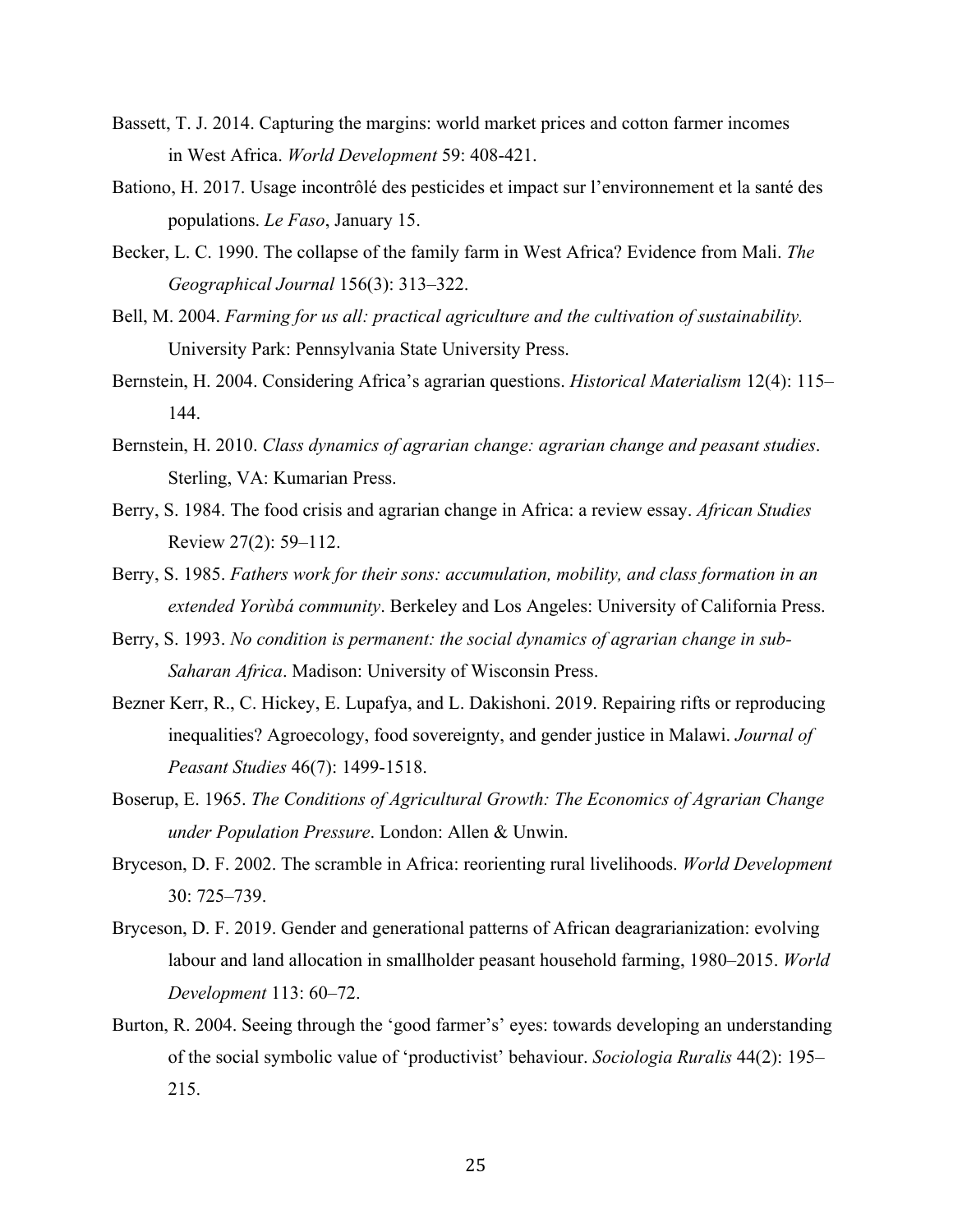Bassett, T. J. 2014. Capturing the margins: world market prices and cotton farmer incomes in West Africa. *World Development* 59: 408-421.

Bationo, H. 2017. Usage incontrôlé des pesticides et impact sur l'environnement et la santé des populations. *Le Faso*, January 15.

Becker, L. C. 1990. The collapse of the family farm in West Africa? Evidence from Mali. *The Geographical Journal* 156(3): 313–322.

Bell, M. 2004. *Farming for us all: practical agriculture and the cultivation of sustainability.* University Park: Pennsylvania State University Press.

Bernstein, H. 2004. Considering Africa's agrarian questions. *Historical Materialism* 12(4): 115–144.

Bernstein, H. 2010. *Class dynamics of agrarian change: agrarian change and peasant studies*. Sterling, VA: Kumarian Press.

Berry, S. 1984. The food crisis and agrarian change in Africa: a review essay. *African Studies* Review 27(2): 59–112.

Berry, S. 1985. *Fathers work for their sons: accumulation, mobility, and class formation in an extended Yorùbá community*. Berkeley and Los Angeles: University of California Press.

Berry, S. 1993. *No condition is permanent: the social dynamics of agrarian change in sub-Saharan Africa*. Madison: University of Wisconsin Press.

Bezner Kerr, R., C. Hickey, E. Lupafya, and L. Dakishoni. 2019. Repairing rifts or reproducing inequalities? Agroecology, food sovereignty, and gender justice in Malawi. *Journal of Peasant Studies* 46(7): 1499-1518.

Boserup, E. 1965. *The Conditions of Agricultural Growth: The Economics of Agrarian Change under Population Pressure*. London: Allen & Unwin.

Bryceson, D. F. 2002. The scramble in Africa: reorienting rural livelihoods. *World Development* 30: 725–739.

Bryceson, D. F. 2019. Gender and generational patterns of African deagrarianization: evolving labour and land allocation in smallholder peasant household farming, 1980–2015. *World Development* 113: 60–72.

Burton, R. 2004. Seeing through the 'good farmer's' eyes: towards developing an understanding of the social symbolic value of 'productivist' behaviour. *Sociologia Ruralis* 44(2): 195–215.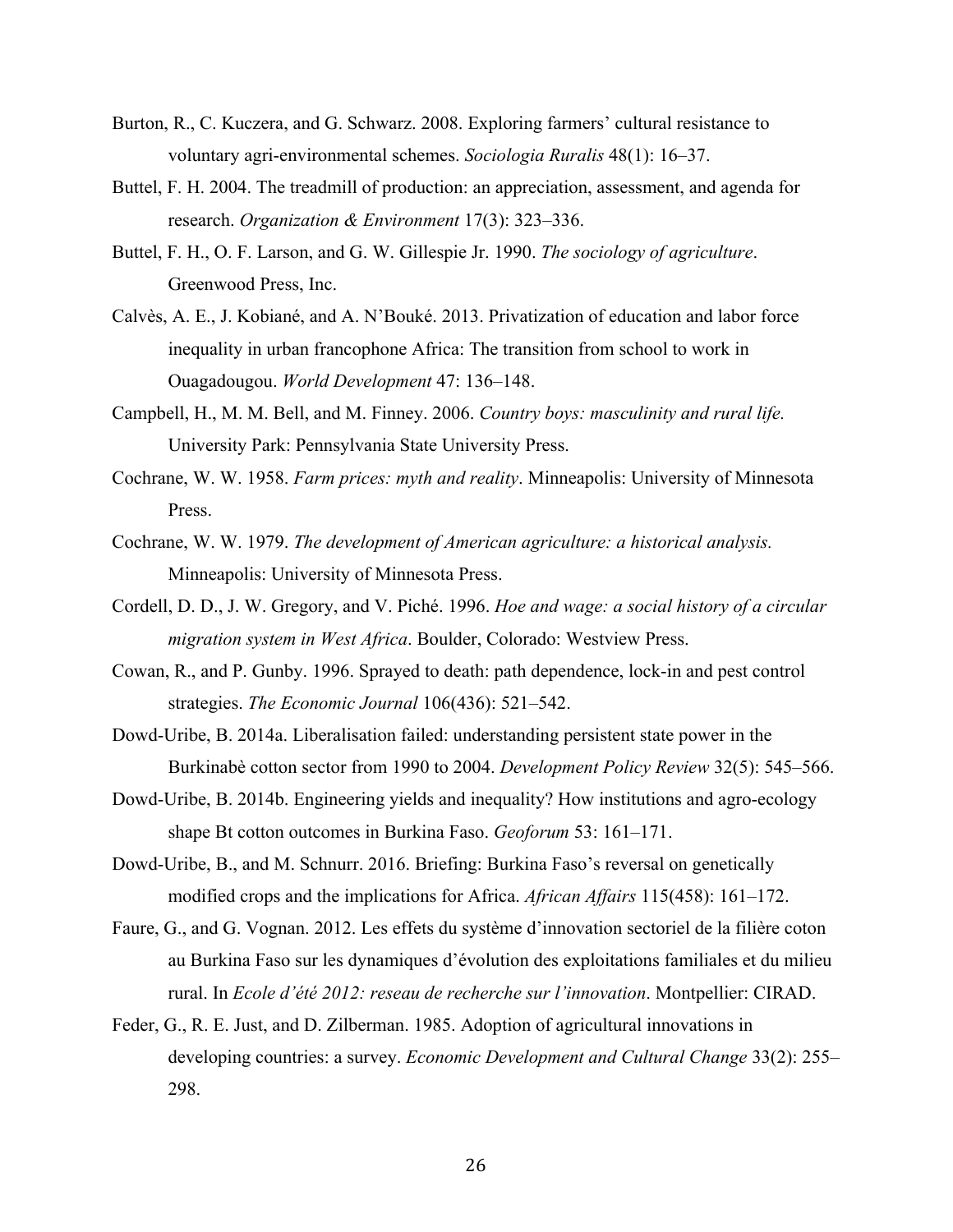Burton, R., C. Kuczera, and G. Schwarz. 2008. Exploring farmers' cultural resistance to voluntary agri-environmental schemes. *Sociologia Ruralis* 48(1): 16–37.

Buttel, F. H. 2004. The treadmill of production: an appreciation, assessment, and agenda for research. *Organization & Environment* 17(3): 323–336.

Buttel, F. H., O. F. Larson, and G. W. Gillespie Jr. 1990. *The sociology of agriculture*. Greenwood Press, Inc.

Calvès, A. E., J. Kobiané, and A. N'Bouké. 2013. Privatization of education and labor force inequality in urban francophone Africa: The transition from school to work in Ouagadougou. *World Development* 47: 136–148.

Campbell, H., M. M. Bell, and M. Finney. 2006. *Country boys: masculinity and rural life.* University Park: Pennsylvania State University Press.

Cochrane, W. W. 1958. *Farm prices: myth and reality*. Minneapolis: University of Minnesota Press.

Cochrane, W. W. 1979. *The development of American agriculture: a historical analysis.* Minneapolis: University of Minnesota Press.

Cordell, D. D., J. W. Gregory, and V. Piché. 1996. *Hoe and wage: a social history of a circular migration system in West Africa*. Boulder, Colorado: Westview Press.

Cowan, R., and P. Gunby. 1996. Sprayed to death: path dependence, lock-in and pest control strategies. *The Economic Journal* 106(436): 521–542.

Dowd-Uribe, B. 2014a. Liberalisation failed: understanding persistent state power in the Burkinabè cotton sector from 1990 to 2004. *Development Policy Review* 32(5): 545–566.

Dowd-Uribe, B. 2014b. Engineering yields and inequality? How institutions and agro-ecology shape Bt cotton outcomes in Burkina Faso. *Geoforum* 53: 161–171.

Dowd-Uribe, B., and M. Schnurr. 2016. Briefing: Burkina Faso's reversal on genetically modified crops and the implications for Africa. *African Affairs* 115(458): 161–172.

Faure, G., and G. Vognan. 2012. Les effets du système d'innovation sectoriel de la filière coton au Burkina Faso sur les dynamiques d'évolution des exploitations familiales et du milieu rural. In *Ecole d'été 2012: reseau de recherche sur l'innovation*. Montpellier: CIRAD.

Feder, G., R. E. Just, and D. Zilberman. 1985. Adoption of agricultural innovations in developing countries: a survey. *Economic Development and Cultural Change* 33(2): 255–298.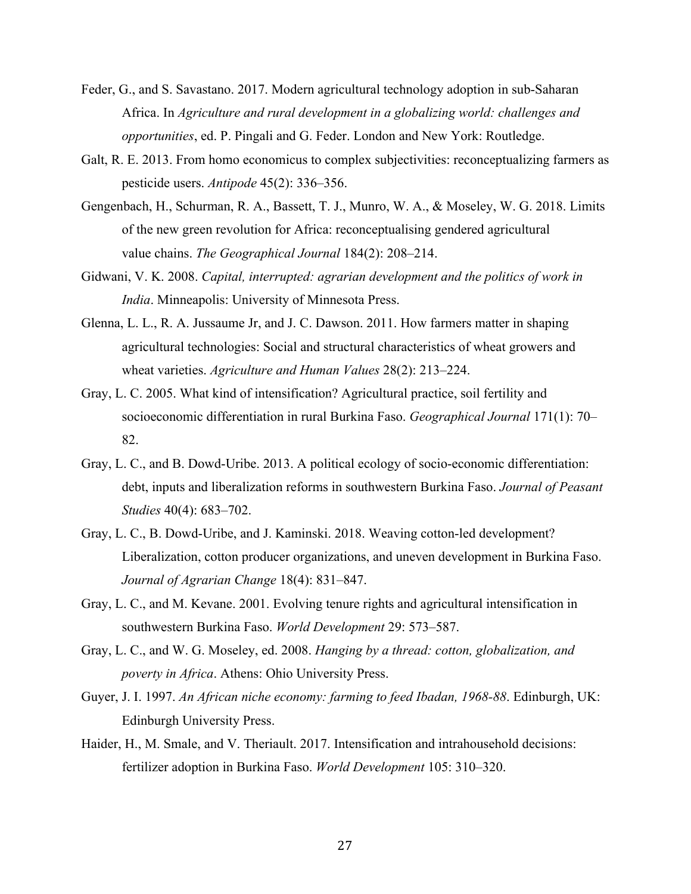Feder, G., and S. Savastano. 2017. Modern agricultural technology adoption in sub-Saharan Africa. In *Agriculture and rural development in a globalizing world: challenges and opportunities*, ed. P. Pingali and G. Feder. London and New York: Routledge.

Galt, R. E. 2013. From homo economicus to complex subjectivities: reconceptualizing farmers as pesticide users. *Antipode* 45(2): 336–356.

Gengenbach, H., Schurman, R. A., Bassett, T. J., Munro, W. A., & Moseley, W. G. 2018. Limits of the new green revolution for Africa: reconceptualising gendered agricultural value chains. *The Geographical Journal* 184(2): 208–214.

Gidwani, V. K. 2008. *Capital, interrupted: agrarian development and the politics of work in India*. Minneapolis: University of Minnesota Press.

Glenna, L. L., R. A. Jussaume Jr, and J. C. Dawson. 2011. How farmers matter in shaping agricultural technologies: Social and structural characteristics of wheat growers and wheat varieties. *Agriculture and Human Values* 28(2): 213–224.

Gray, L. C. 2005. What kind of intensification? Agricultural practice, soil fertility and socioeconomic differentiation in rural Burkina Faso. *Geographical Journal* 171(1): 70–82.

Gray, L. C., and B. Dowd-Uribe. 2013. A political ecology of socio-economic differentiation: debt, inputs and liberalization reforms in southwestern Burkina Faso. *Journal of Peasant Studies* 40(4): 683–702.

Gray, L. C., B. Dowd-Uribe, and J. Kaminski. 2018. Weaving cotton-led development? Liberalization, cotton producer organizations, and uneven development in Burkina Faso. *Journal of Agrarian Change* 18(4): 831–847.

Gray, L. C., and M. Kevane. 2001. Evolving tenure rights and agricultural intensification in southwestern Burkina Faso. *World Development* 29: 573–587.

Gray, L. C., and W. G. Moseley, ed. 2008. *Hanging by a thread: cotton, globalization, and poverty in Africa*. Athens: Ohio University Press.

Guyer, J. I. 1997. *An African niche economy: farming to feed Ibadan, 1968-88*. Edinburgh, UK: Edinburgh University Press.

Haider, H., M. Smale, and V. Theriault. 2017. Intensification and intrahousehold decisions: fertilizer adoption in Burkina Faso. *World Development* 105: 310–320.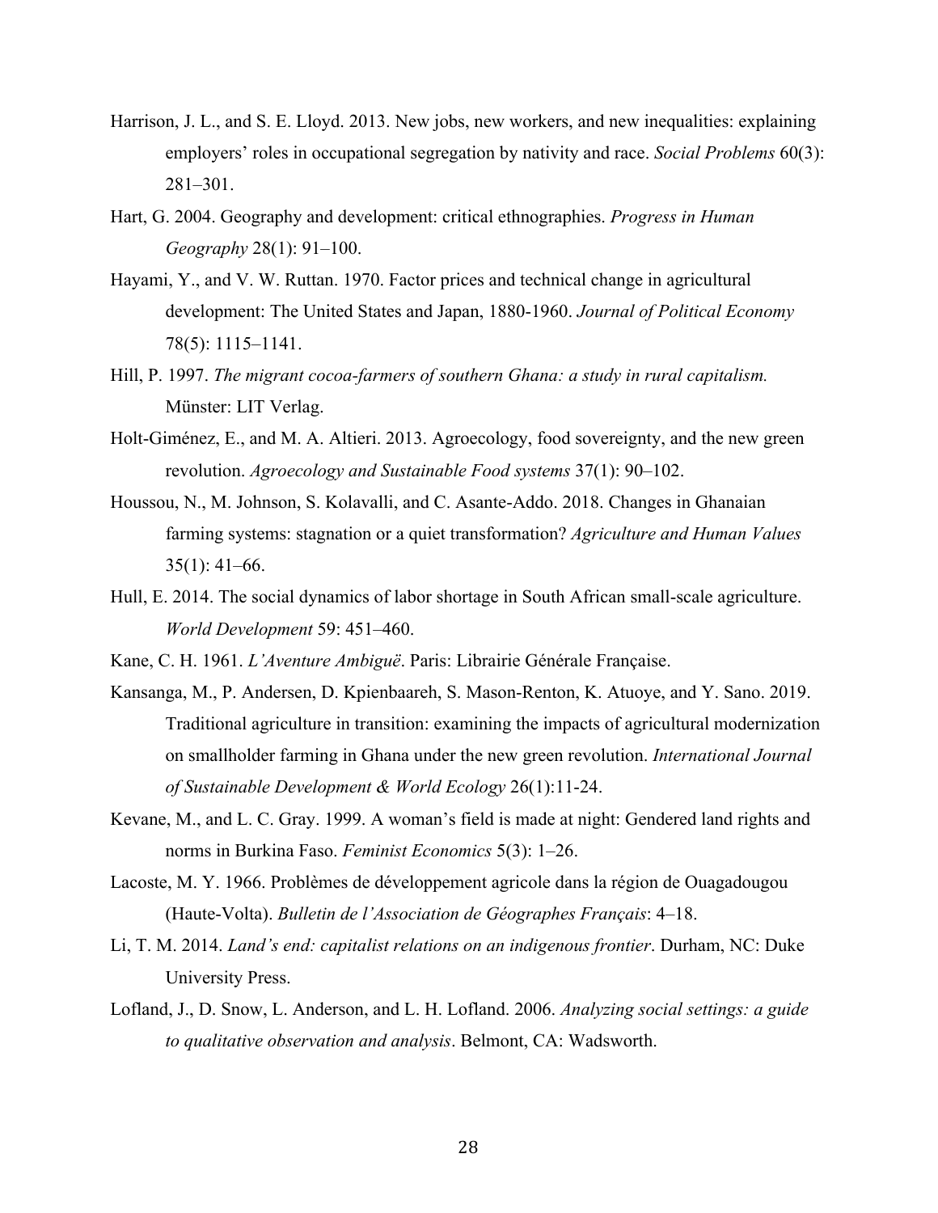Harrison, J. L., and S. E. Lloyd. 2013. New jobs, new workers, and new inequalities: explaining employers' roles in occupational segregation by nativity and race. *Social Problems* 60(3): 281–301.

Hart, G. 2004. Geography and development: critical ethnographies. *Progress in Human Geography* 28(1): 91–100.

Hayami, Y., and V. W. Ruttan. 1970. Factor prices and technical change in agricultural development: The United States and Japan, 1880-1960. *Journal of Political Economy* 78(5): 1115–1141.

Hill, P. 1997. *The migrant cocoa-farmers of southern Ghana: a study in rural capitalism.* Münster: LIT Verlag.

Holt-Giménez, E., and M. A. Altieri. 2013. Agroecology, food sovereignty, and the new green revolution. *Agroecology and Sustainable Food systems* 37(1): 90–102.

Houssou, N., M. Johnson, S. Kolavalli, and C. Asante-Addo. 2018. Changes in Ghanaian farming systems: stagnation or a quiet transformation? *Agriculture and Human Values* 35(1): 41–66.

Hull, E. 2014. The social dynamics of labor shortage in South African small-scale agriculture. *World Development* 59: 451–460.

Kane, C. H. 1961. *L'Aventure Ambiguë*. Paris: Librairie Générale Française.

Kansanga, M., P. Andersen, D. Kpienbaareh, S. Mason-Renton, K. Atuoye, and Y. Sano. 2019. Traditional agriculture in transition: examining the impacts of agricultural modernization on smallholder farming in Ghana under the new green revolution. *International Journal of Sustainable Development & World Ecology* 26(1):11-24.

Kevane, M., and L. C. Gray. 1999. A woman's field is made at night: Gendered land rights and norms in Burkina Faso. *Feminist Economics* 5(3): 1–26.

Lacoste, M. Y. 1966. Problèmes de développement agricole dans la région de Ouagadougou (Haute-Volta). *Bulletin de l'Association de Géographes Français*: 4–18.

Li, T. M. 2014. *Land's end: capitalist relations on an indigenous frontier*. Durham, NC: Duke University Press.

Lofland, J., D. Snow, L. Anderson, and L. H. Lofland. 2006. *Analyzing social settings: a guide to qualitative observation and analysis*. Belmont, CA: Wadsworth.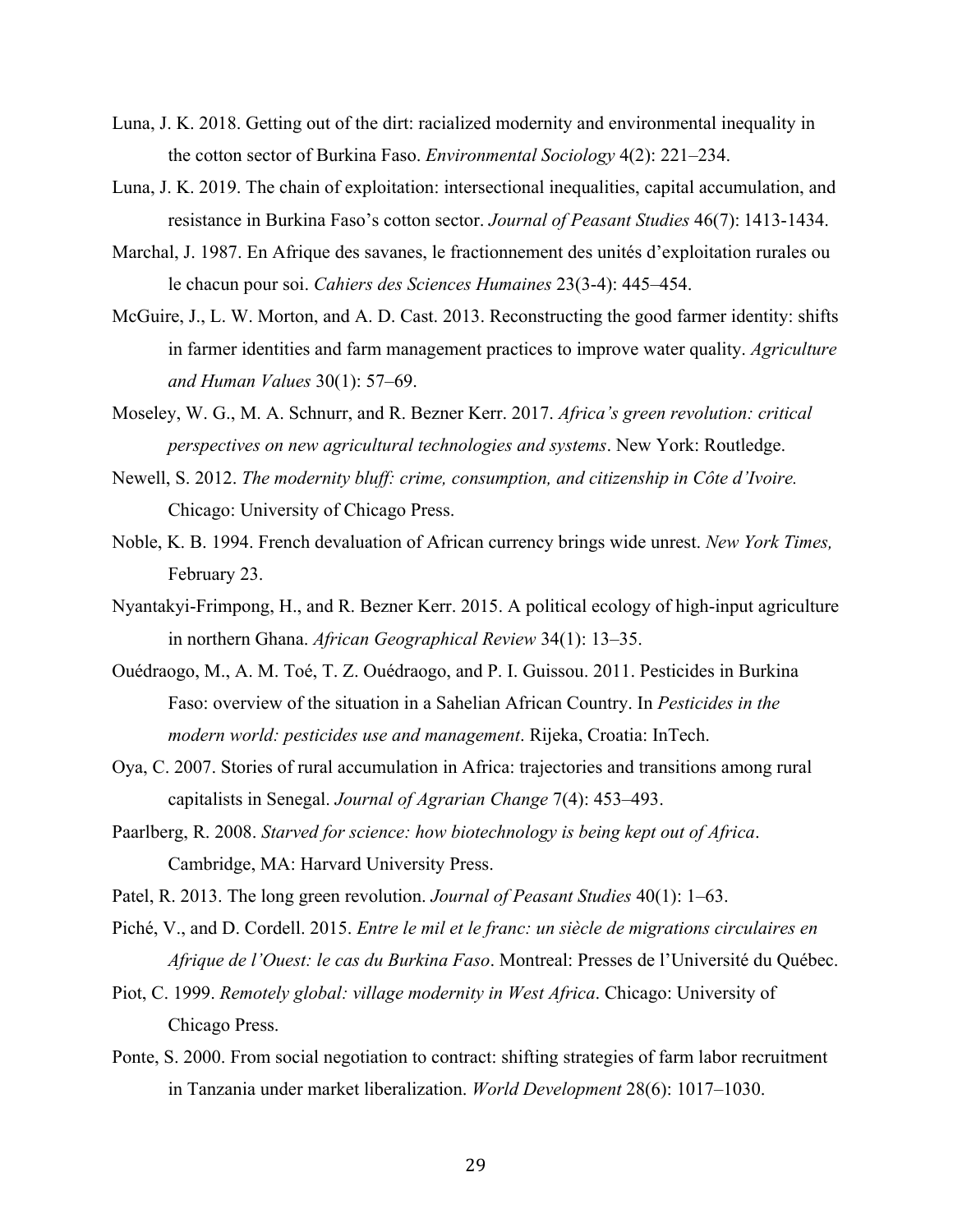Luna, J. K. 2018. Getting out of the dirt: racialized modernity and environmental inequality in the cotton sector of Burkina Faso. *Environmental Sociology* 4(2): 221–234.

Luna, J. K. 2019. The chain of exploitation: intersectional inequalities, capital accumulation, and resistance in Burkina Faso's cotton sector. *Journal of Peasant Studies* 46(7): 1413-1434.

Marchal, J. 1987. En Afrique des savanes, le fractionnement des unités d'exploitation rurales ou le chacun pour soi. *Cahiers des Sciences Humaines* 23(3-4): 445–454.

McGuire, J., L. W. Morton, and A. D. Cast. 2013. Reconstructing the good farmer identity: shifts in farmer identities and farm management practices to improve water quality. *Agriculture and Human Values* 30(1): 57–69.

Moseley, W. G., M. A. Schnurr, and R. Bezner Kerr. 2017. *Africa's green revolution: critical perspectives on new agricultural technologies and systems*. New York: Routledge.

Newell, S. 2012. *The modernity bluff: crime, consumption, and citizenship in Côte d'Ivoire.* Chicago: University of Chicago Press.

Noble, K. B. 1994. French devaluation of African currency brings wide unrest. *New York Times,* February 23.

Nyantakyi-Frimpong, H., and R. Bezner Kerr. 2015. A political ecology of high-input agriculture in northern Ghana. *African Geographical Review* 34(1): 13–35.

Ouédraogo, M., A. M. Toé, T. Z. Ouédraogo, and P. I. Guissou. 2011. Pesticides in Burkina Faso: overview of the situation in a Sahelian African Country. In *Pesticides in the modern world: pesticides use and management*. Rijeka, Croatia: InTech.

Oya, C. 2007. Stories of rural accumulation in Africa: trajectories and transitions among rural capitalists in Senegal. *Journal of Agrarian Change* 7(4): 453–493.

Paarlberg, R. 2008. *Starved for science: how biotechnology is being kept out of Africa*. Cambridge, MA: Harvard University Press.

Patel, R. 2013. The long green revolution. *Journal of Peasant Studies* 40(1): 1–63.

Piché, V., and D. Cordell. 2015. *Entre le mil et le franc: un siècle de migrations circulaires en Afrique de l'Ouest: le cas du Burkina Faso*. Montreal: Presses de l'Université du Québec.

Piot, C. 1999. *Remotely global: village modernity in West Africa*. Chicago: University of Chicago Press.

Ponte, S. 2000. From social negotiation to contract: shifting strategies of farm labor recruitment in Tanzania under market liberalization. *World Development* 28(6): 1017–1030.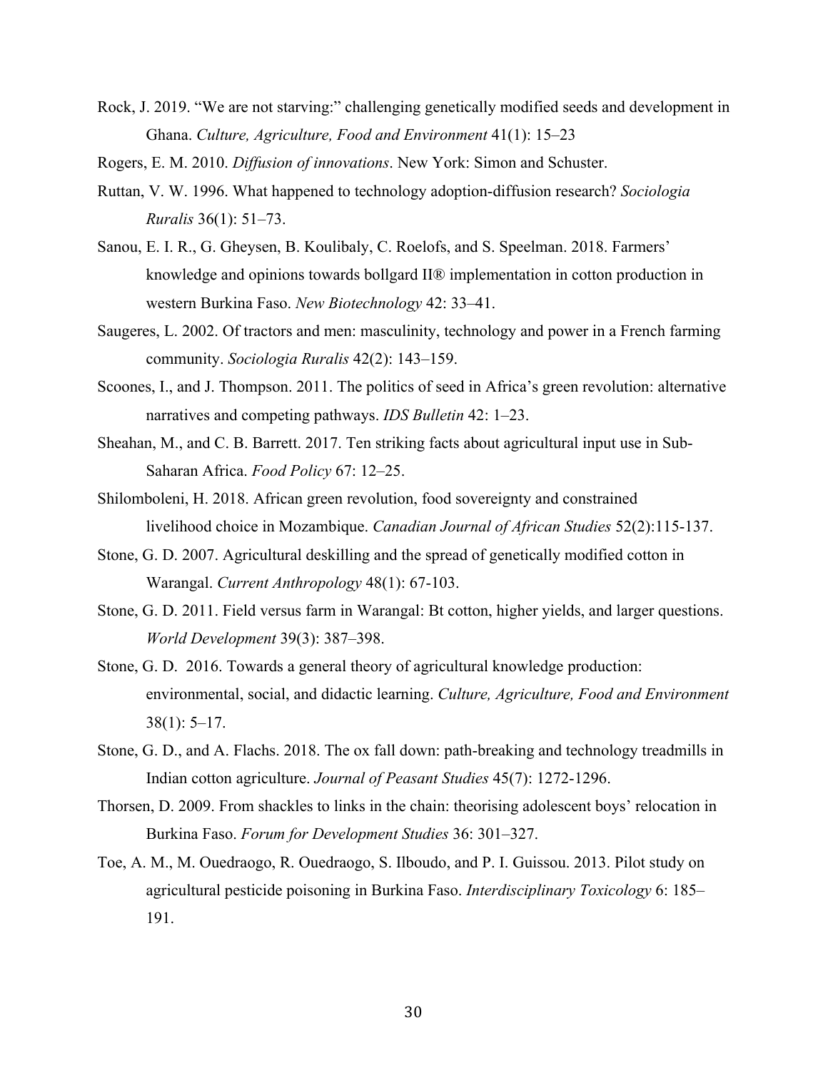Rock, J. 2019. "We are not starving:" challenging genetically modified seeds and development in Ghana. *Culture, Agriculture, Food and Environment* 41(1): 15–23

Rogers, E. M. 2010. *Diffusion of innovations*. New York: Simon and Schuster.

Ruttan, V. W. 1996. What happened to technology adoption-diffusion research? *Sociologia Ruralis* 36(1): 51–73.

Sanou, E. I. R., G. Gheysen, B. Koulibaly, C. Roelofs, and S. Speelman. 2018. Farmers' knowledge and opinions towards bollgard II® implementation in cotton production in western Burkina Faso. *New Biotechnology* 42: 33–41.

Saugeres, L. 2002. Of tractors and men: masculinity, technology and power in a French farming community. *Sociologia Ruralis* 42(2): 143–159.

Scoones, I., and J. Thompson. 2011. The politics of seed in Africa's green revolution: alternative narratives and competing pathways. *IDS Bulletin* 42: 1–23.

Sheahan, M., and C. B. Barrett. 2017. Ten striking facts about agricultural input use in Sub-Saharan Africa. *Food Policy* 67: 12–25.

Shilomboleni, H. 2018. African green revolution, food sovereignty and constrained livelihood choice in Mozambique. *Canadian Journal of African Studies* 52(2):115-137.

Stone, G. D. 2007. Agricultural deskilling and the spread of genetically modified cotton in Warangal. *Current Anthropology* 48(1): 67-103.

Stone, G. D. 2011. Field versus farm in Warangal: Bt cotton, higher yields, and larger questions. *World Development* 39(3): 387–398.

Stone, G. D. 2016. Towards a general theory of agricultural knowledge production: environmental, social, and didactic learning. *Culture, Agriculture, Food and Environment* 38(1): 5–17.

Stone, G. D., and A. Flachs. 2018. The ox fall down: path-breaking and technology treadmills in Indian cotton agriculture. *Journal of Peasant Studies* 45(7): 1272-1296.

Thorsen, D. 2009. From shackles to links in the chain: theorising adolescent boys' relocation in Burkina Faso. *Forum for Development Studies* 36: 301–327.

Toe, A. M., M. Ouedraogo, R. Ouedraogo, S. Ilboudo, and P. I. Guissou. 2013. Pilot study on agricultural pesticide poisoning in Burkina Faso. *Interdisciplinary Toxicology* 6: 185–191.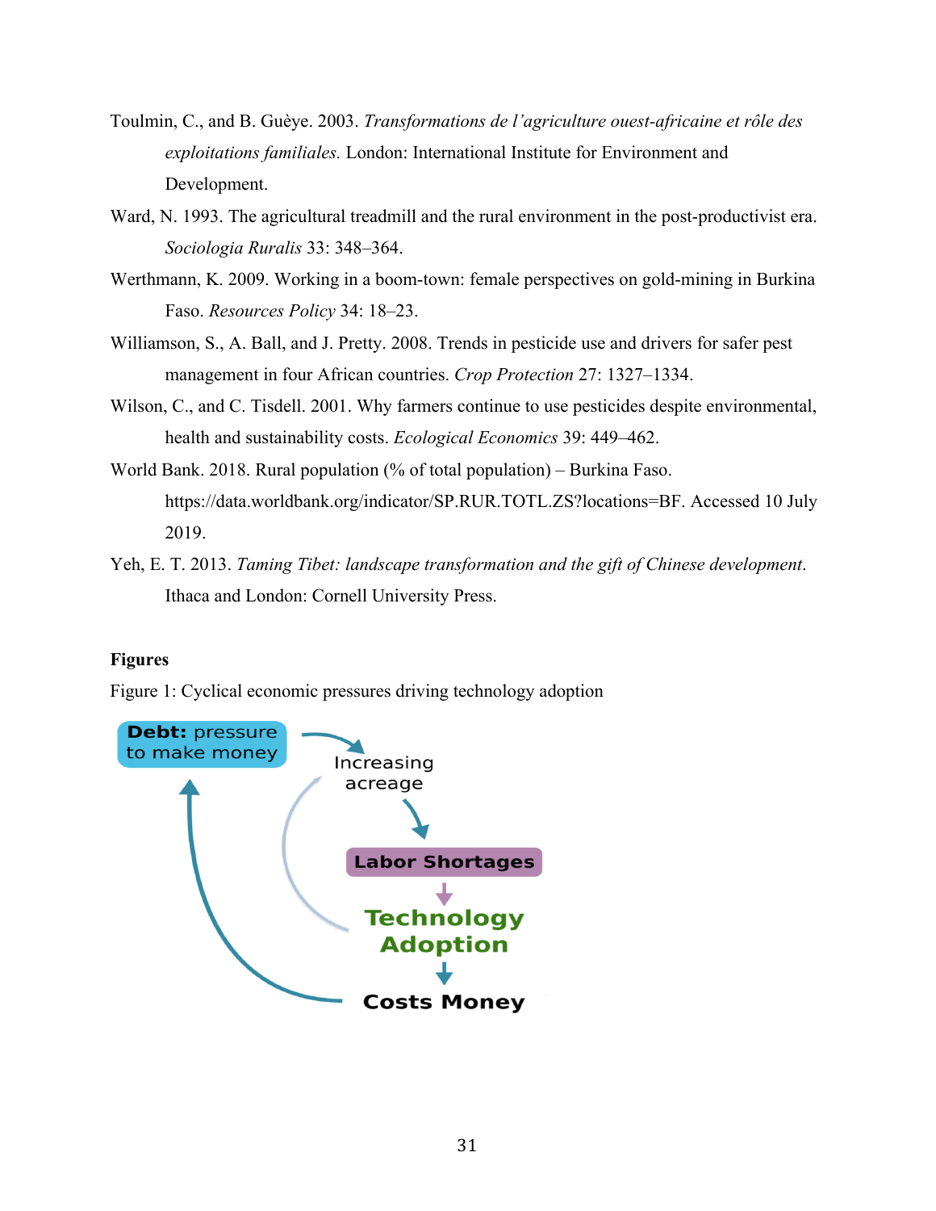Toulmin, C., and B. Guèye. 2003. *Transformations de l'agriculture ouest-africaine et rôle des exploitations familiales.* London: International Institute for Environment and Development.

Ward, N. 1993. The agricultural treadmill and the rural environment in the post-productivist era. *Sociologia Ruralis* 33: 348–364.

Werthmann, K. 2009. Working in a boom-town: female perspectives on gold-mining in Burkina Faso. *Resources Policy* 34: 18–23.

Williamson, S., A. Ball, and J. Pretty. 2008. Trends in pesticide use and drivers for safer pest management in four African countries. *Crop Protection* 27: 1327–1334.

Wilson, C., and C. Tisdell. 2001. Why farmers continue to use pesticides despite environmental, health and sustainability costs. *Ecological Economics* 39: 449–462.

World Bank. 2018. Rural population (% of total population) – Burkina Faso. https://data.worldbank.org/indicator/SP.RUR.TOTL.ZS?locations=BF. Accessed 10 July 2019.

Yeh, E. T. 2013. *Taming Tibet: landscape transformation and the gift of Chinese development*. Ithaca and London: Cornell University Press.

**Figures**

Figure 1: Cyclical economic pressures driving technology adoption

**Debt:** pressure to make money → Increasing acreage → **Labor Shortages** → **Technology Adoption** → **Costs Money** → **Debt:** pressure to make money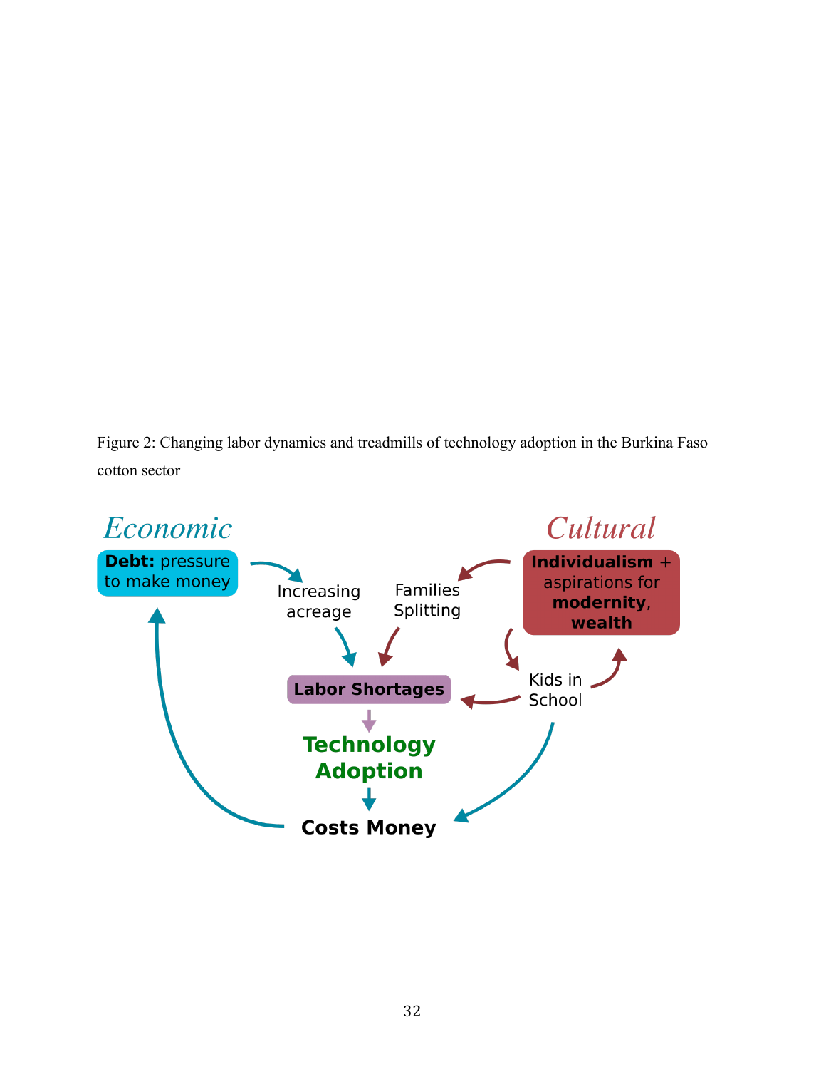Figure 2: Changing labor dynamics and treadmills of technology adoption in the Burkina Faso cotton sector

Economic

**Debt:** pressure to make money

Increasing acreage

Families Splitting

Cultural

**Individualism** + aspirations for **modernity**, **wealth**

Labor Shortages

Kids in School

Technology Adoption

Costs Money